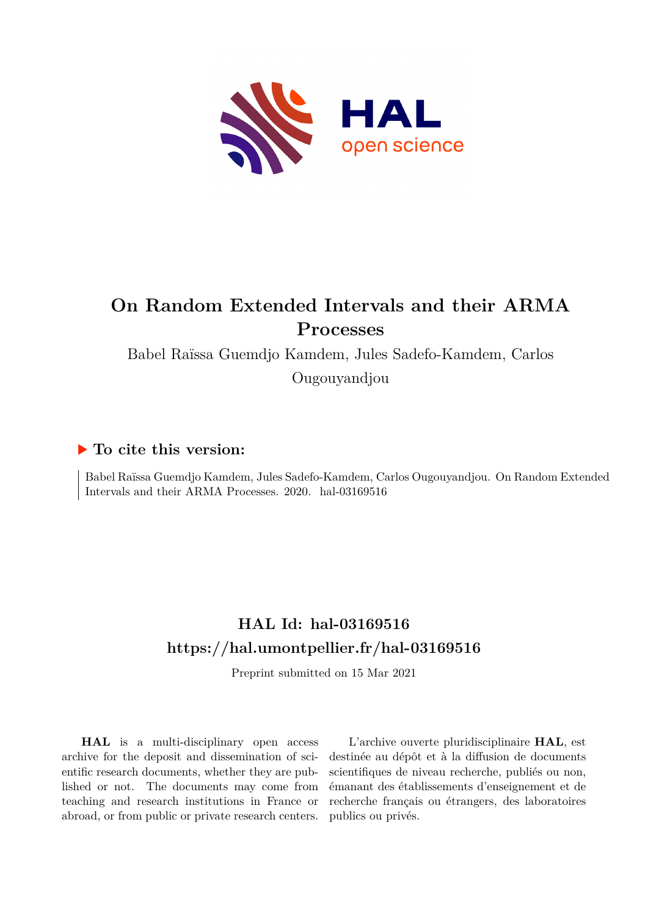# On Random Extended Intervals and their ARMA Processes

Babel Raïssa Guemdjo Kamdem, Jules Sadefo-Kamdem, Carlos Ougouyandjou

## ▶ To cite this version:

Babel Raïssa Guemdjo Kamdem, Jules Sadefo-Kamdem, Carlos Ougouyandjou. On Random Extended Intervals and their ARMA Processes. 2020. hal-03169516

## HAL Id: hal-03169516

## https://hal.umontpellier.fr/hal-03169516

Preprint submitted on 15 Mar 2021

**HAL** is a multi-disciplinary open access archive for the deposit and dissemination of scientific research documents, whether they are published or not. The documents may come from teaching and research institutions in France or abroad, or from public or private research centers.

L'archive ouverte pluridisciplinaire **HAL**, est destinée au dépôt et à la diffusion de documents scientifiques de niveau recherche, publiés ou non, émanant des établissements d'enseignement et de recherche français ou étrangers, des laboratoires publics ou privés.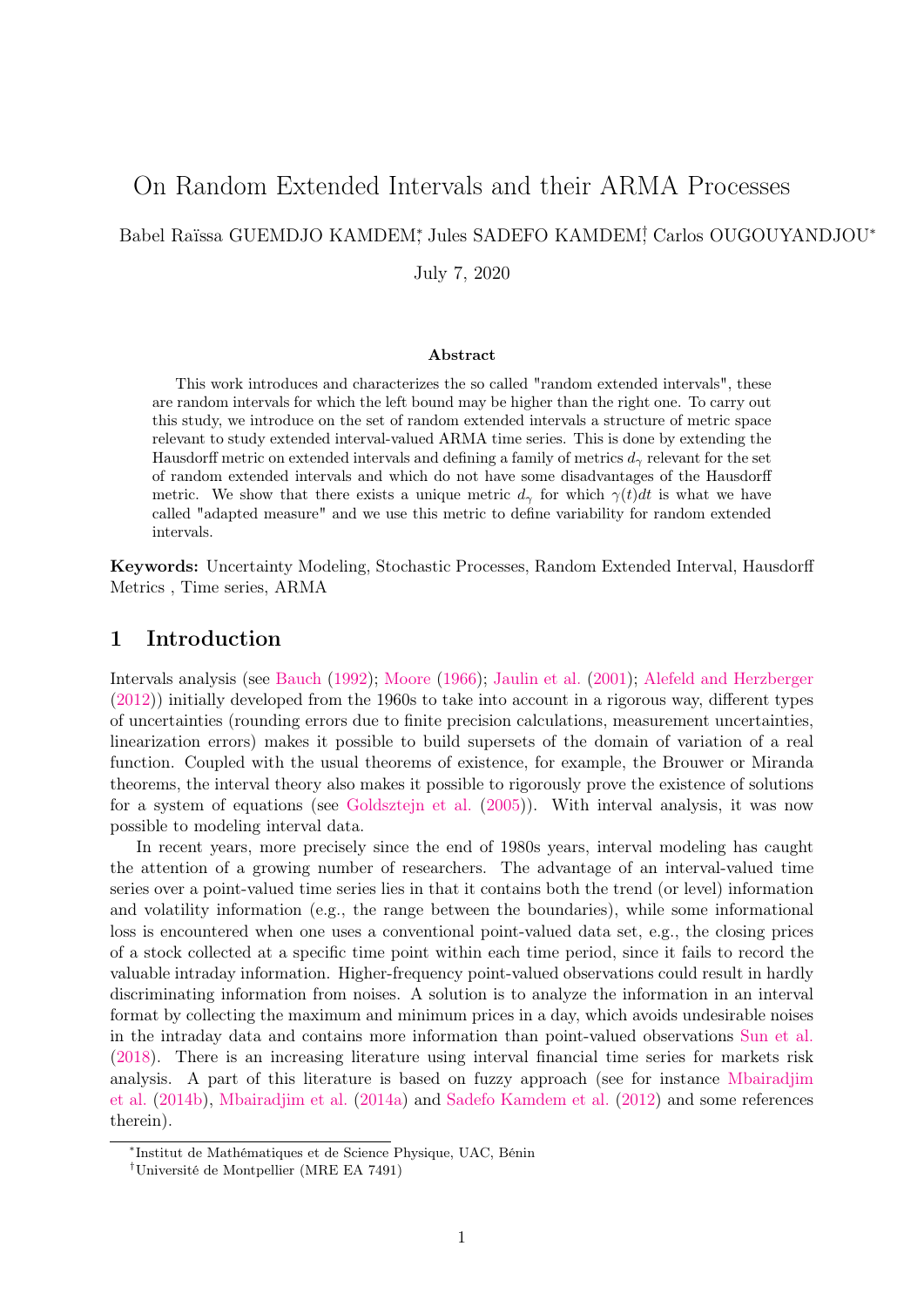# On Random Extended Intervals and their ARMA Processes

Babel Raïssa GUEMDJO KAMDEM[*], Jules SADEFO KAMDEM[†], Carlos OUGOUYANDJOU[*]

July 7, 2020

### Abstract

This work introduces and characterizes the so called "random extended intervals", these are random intervals for which the left bound may be higher than the right one. To carry out this study, we introduce on the set of random extended intervals a structure of metric space relevant to study extended interval-valued ARMA time series. This is done by extending the Hausdorff metric on extended intervals and defining a family of metrics $d_\gamma$ relevant for the set of random extended intervals and which do not have some disadvantages of the Hausdorff metric. We show that there exists a unique metric $d_\gamma$ for which $\gamma(t)dt$ is what we have called "adapted measure" and we use this metric to define variability for random extended intervals.

**Keywords:** Uncertainty Modeling, Stochastic Processes, Random Extended Interval, Hausdorff Metrics , Time series, ARMA

## 1 Introduction

Intervals analysis (see Bauch (1992); Moore (1966); Jaulin et al. (2001); Alefeld and Herzberger (2012)) initially developed from the 1960s to take into account in a rigorous way, different types of uncertainties (rounding errors due to finite precision calculations, measurement uncertainties, linearization errors) makes it possible to build supersets of the domain of variation of a real function. Coupled with the usual theorems of existence, for example, the Brouwer or Miranda theorems, the interval theory also makes it possible to rigorously prove the existence of solutions for a system of equations (see Goldsztejn et al. (2005)). With interval analysis, it was now possible to modeling interval data.

In recent years, more precisely since the end of 1980s years, interval modeling has caught the attention of a growing number of researchers. The advantage of an interval-valued time series over a point-valued time series lies in that it contains both the trend (or level) information and volatility information (e.g., the range between the boundaries), while some informational loss is encountered when one uses a conventional point-valued data set, e.g., the closing prices of a stock collected at a specific time point within each time period, since it fails to record the valuable intraday information. Higher-frequency point-valued observations could result in hardly discriminating information from noises. A solution is to analyze the information in an interval format by collecting the maximum and minimum prices in a day, which avoids undesirable noises in the intraday data and contains more information than point-valued observations Sun et al. (2018). There is an increasing literature using interval financial time series for markets risk analysis. A part of this literature is based on fuzzy approach (see for instance Mbairadjim et al. (2014b), Mbairadjim et al. (2014a) and Sadefo Kamdem et al. (2012) and some references therein).

[*] Institut de Mathématiques et de Science Physique, UAC, Bénin

[†] Université de Montpellier (MRE EA 7491)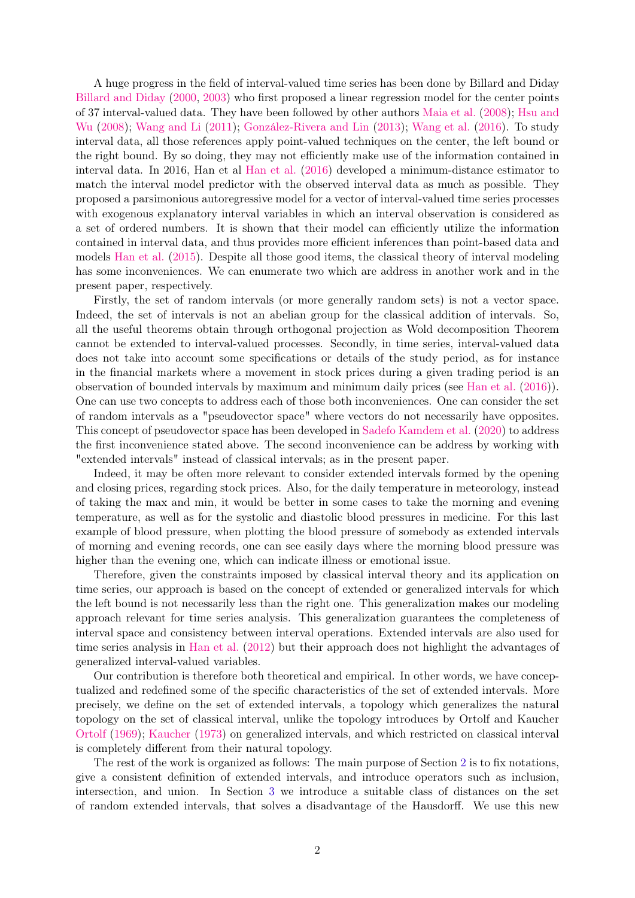A huge progress in the field of interval-valued time series has been done by Billard and Diday Billard and Diday (2000, 2003) who first proposed a linear regression model for the center points of 37 interval-valued data. They have been followed by other authors Maia et al. (2008); Hsu and Wu (2008); Wang and Li (2011); González-Rivera and Lin (2013); Wang et al. (2016). To study interval data, all those references apply point-valued techniques on the center, the left bound or the right bound. By so doing, they may not efficiently make use of the information contained in interval data. In 2016, Han et al Han et al. (2016) developed a minimum-distance estimator to match the interval model predictor with the observed interval data as much as possible. They proposed a parsimonious autoregressive model for a vector of interval-valued time series processes with exogenous explanatory interval variables in which an interval observation is considered as a set of ordered numbers. It is shown that their model can efficiently utilize the information contained in interval data, and thus provides more efficient inferences than point-based data and models Han et al. (2015). Despite all those good items, the classical theory of interval modeling has some inconveniences. We can enumerate two which are address in another work and in the present paper, respectively.

Firstly, the set of random intervals (or more generally random sets) is not a vector space. Indeed, the set of intervals is not an abelian group for the classical addition of intervals. So, all the useful theorems obtain through orthogonal projection as Wold decomposition Theorem cannot be extended to interval-valued processes. Secondly, in time series, interval-valued data does not take into account some specifications or details of the study period, as for instance in the financial markets where a movement in stock prices during a given trading period is an observation of bounded intervals by maximum and minimum daily prices (see Han et al. (2016)). One can use two concepts to address each of those both inconveniences. One can consider the set of random intervals as a "pseudovector space" where vectors do not necessarily have opposites. This concept of pseudovector space has been developed in Sadefo Kamdem et al. (2020) to address the first inconvenience stated above. The second inconvenience can be address by working with "extended intervals" instead of classical intervals; as in the present paper.

Indeed, it may be often more relevant to consider extended intervals formed by the opening and closing prices, regarding stock prices. Also, for the daily temperature in meteorology, instead of taking the max and min, it would be better in some cases to take the morning and evening temperature, as well as for the systolic and diastolic blood pressures in medicine. For this last example of blood pressure, when plotting the blood pressure of somebody as extended intervals of morning and evening records, one can see easily days where the morning blood pressure was higher than the evening one, which can indicate illness or emotional issue.

Therefore, given the constraints imposed by classical interval theory and its application on time series, our approach is based on the concept of extended or generalized intervals for which the left bound is not necessarily less than the right one. This generalization makes our modeling approach relevant for time series analysis. This generalization guarantees the completeness of interval space and consistency between interval operations. Extended intervals are also used for time series analysis in Han et al. (2012) but their approach does not highlight the advantages of generalized interval-valued variables.

Our contribution is therefore both theoretical and empirical. In other words, we have conceptualized and redefined some of the specific characteristics of the set of extended intervals. More precisely, we define on the set of extended intervals, a topology which generalizes the natural topology on the set of classical interval, unlike the topology introduces by Ortolf and Kaucher Ortolf (1969); Kaucher (1973) on generalized intervals, and which restricted on classical interval is completely different from their natural topology.

The rest of the work is organized as follows: The main purpose of Section 2 is to fix notations, give a consistent definition of extended intervals, and introduce operators such as inclusion, intersection, and union. In Section 3 we introduce a suitable class of distances on the set of random extended intervals, that solves a disadvantage of the Hausdorff. We use this new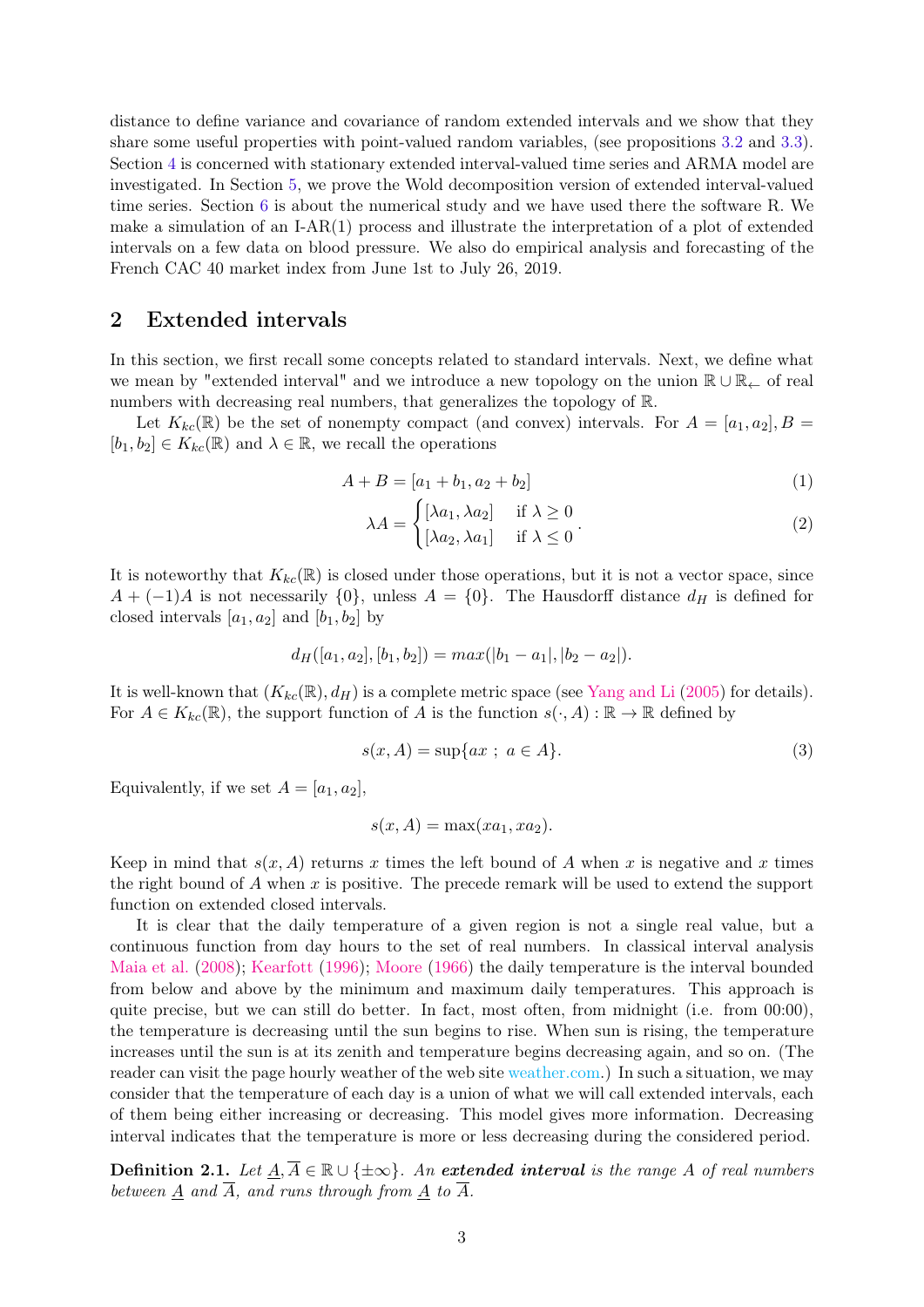distance to define variance and covariance of random extended intervals and we show that they share some useful properties with point-valued random variables, (see propositions 3.2 and 3.3). Section 4 is concerned with stationary extended interval-valued time series and ARMA model are investigated. In Section 5, we prove the Wold decomposition version of extended interval-valued time series. Section 6 is about the numerical study and we have used there the software R. We make a simulation of an I-AR(1) process and illustrate the interpretation of a plot of extended intervals on a few data on blood pressure. We also do empirical analysis and forecasting of the French CAC 40 market index from June 1st to July 26, 2019.

## 2 Extended intervals

In this section, we first recall some concepts related to standard intervals. Next, we define what we mean by "extended interval" and we introduce a new topology on the union $\mathbb{R} \cup \mathbb{R}_{\leftarrow}$ of real numbers with decreasing real numbers, that generalizes the topology of $\mathbb{R}$.

Let $K_{kc}(\mathbb{R})$ be the set of nonempty compact (and convex) intervals. For $A = [a_1, a_2], B = [b_1, b_2] \in K_{kc}(\mathbb{R})$ and $\lambda \in \mathbb{R}$, we recall the operations

$$A + B = [a_1 + b_1, a_2 + b_2] \tag{1}$$

$$\lambda A = \begin{cases} [\lambda a_1, \lambda a_2] & \text{if } \lambda \geq 0 \\ [\lambda a_2, \lambda a_1] & \text{if } \lambda \leq 0 \end{cases}. \tag{2}$$

It is noteworthy that $K_{kc}(\mathbb{R})$ is closed under those operations, but it is not a vector space, since $A + (-1)A$ is not necessarily $\{0\}$, unless $A = \{0\}$. The Hausdorff distance $d_H$ is defined for closed intervals $[a_1, a_2]$ and $[b_1, b_2]$ by

$$d_H([a_1, a_2], [b_1, b_2]) = max(|b_1 - a_1|, |b_2 - a_2|).$$

It is well-known that $(K_{kc}(\mathbb{R}), d_H)$ is a complete metric space (see Yang and Li (2005) for details). For $A \in K_{kc}(\mathbb{R})$, the support function of $A$ is the function $s(\cdot, A) : \mathbb{R} \to \mathbb{R}$ defined by

$$s(x, A) = \sup\{ax \ ; \ a \in A\}. \tag{3}$$

Equivalently, if we set $A = [a_1, a_2]$,

$$s(x, A) = \max(xa_1, xa_2).$$

Keep in mind that $s(x, A)$ returns $x$ times the left bound of $A$ when $x$ is negative and $x$ times the right bound of $A$ when $x$ is positive. The precede remark will be used to extend the support function on extended closed intervals.

It is clear that the daily temperature of a given region is not a single real value, but a continuous function from day hours to the set of real numbers. In classical interval analysis Maia et al. (2008); Kearfott (1996); Moore (1966) the daily temperature is the interval bounded from below and above by the minimum and maximum daily temperatures. This approach is quite precise, but we can still do better. In fact, most often, from midnight (i.e. from 00:00), the temperature is decreasing until the sun begins to rise. When sun is rising, the temperature increases until the sun is at its zenith and temperature begins decreasing again, and so on. (The reader can visit the page hourly weather of the web site weather.com.) In such a situation, we may consider that the temperature of each day is a union of what we will call extended intervals, each of them being either increasing or decreasing. This model gives more information. Decreasing interval indicates that the temperature is more or less decreasing during the considered period.

**Definition 2.1.** *Let $\underline{A}, \overline{A} \in \mathbb{R} \cup \{\pm\infty\}$. An* ***extended interval*** *is the range $A$ of real numbers between $\underline{A}$ and $\overline{A}$, and runs through from $\underline{A}$ to $\overline{A}$.*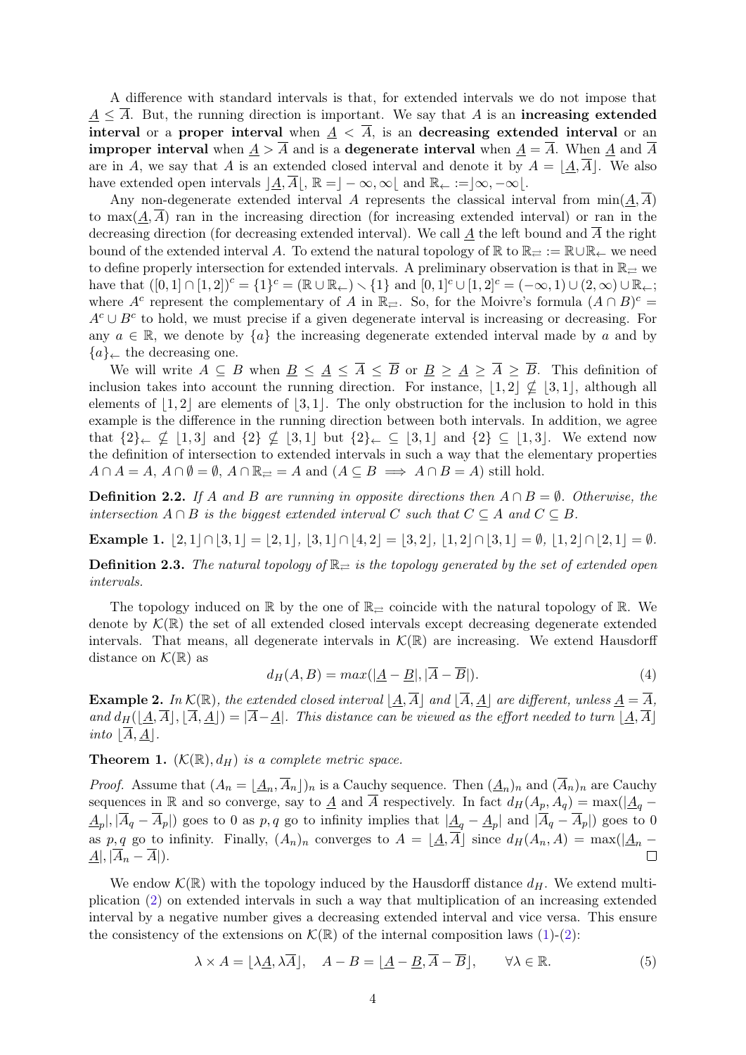A difference with standard intervals is that, for extended intervals we do not impose that $\underline{A} \leq \overline{A}$. But, the running direction is important. We say that $A$ is an **increasing extended interval** or a **proper interval** when $\underline{A} < \overline{A}$, is an **decreasing extended interval** or an **improper interval** when $\underline{A} > \overline{A}$ and is a **degenerate interval** when $\underline{A} = \overline{A}$. When $\underline{A}$ and $\overline{A}$ are in $A$, we say that $A$ is an extended closed interval and denote it by $A = \lfloor \underline{A}, \overline{A} \rfloor$. We also have extended open intervals $\rfloor \underline{A}, \overline{A} \lfloor$, $\mathbb{R} = \rfloor -\infty, \infty \lfloor$ and $\mathbb{R}_{\leftarrow} := \rfloor \infty, -\infty \lfloor$.

Any non-degenerate extended interval $A$ represents the classical interval from $\min(\underline{A}, \overline{A})$ to $\max(\underline{A}, \overline{A})$ ran in the increasing direction (for increasing extended interval) or ran in the decreasing direction (for decreasing extended interval). We call $\underline{A}$ the left bound and $\overline{A}$ the right bound of the extended interval $A$. To extend the natural topology of $\mathbb{R}$ to $\mathbb{R}_{\rightleftarrows} := \mathbb{R} \cup \mathbb{R}_{\leftarrow}$ we need to define properly intersection for extended intervals. A preliminary observation is that in $\mathbb{R}_{\rightleftarrows}$ we have that $([0,1] \cap [1,2])^c = \{1\}^c = (\mathbb{R} \cup \mathbb{R}_{\leftarrow}) \setminus \{1\}$ and $[0,1]^c \cup [1,2]^c = (-\infty, 1) \cup (2, \infty) \cup \mathbb{R}_{\leftarrow}$; where $A^c$ represent the complementary of $A$ in $\mathbb{R}_{\rightleftarrows}$. So, for the Moivre's formula $(A \cap B)^c = A^c \cup B^c$ to hold, we must precise if a given degenerate interval is increasing or decreasing. For any $a \in \mathbb{R}$, we denote by $\{a\}$ the increasing degenerate extended interval made by $a$ and by $\{a\}_{\leftarrow}$ the decreasing one.

We will write $A \subseteq B$ when $\underline{B} \leq \underline{A} \leq \overline{A} \leq \overline{B}$ or $\underline{B} \geq \underline{A} \geq \overline{A} \geq \overline{B}$. This definition of inclusion takes into account the running direction. For instance, $\lfloor 1,2 \rfloor \nsubseteq \lfloor 3,1 \rfloor$, although all elements of $\lfloor 1,2 \rfloor$ are elements of $\lfloor 3,1 \rfloor$. The only obstruction for the inclusion to hold in this example is the difference in the running direction between both intervals. In addition, we agree that $\{2\}_{\leftarrow} \nsubseteq \lfloor 1,3 \rfloor$ and $\{2\} \nsubseteq \lfloor 3,1 \rfloor$ but $\{2\}_{\leftarrow} \subseteq \lfloor 3,1 \rfloor$ and $\{2\} \subseteq \lfloor 1,3 \rfloor$. We extend now the definition of intersection to extended intervals in such a way that the elementary properties $A \cap A = A$, $A \cap \emptyset = \emptyset$, $A \cap \mathbb{R}_{\rightleftarrows} = A$ and $(A \subseteq B \implies A \cap B = A)$ still hold.

**Definition 2.2.** *If $A$ and $B$ are running in opposite directions then $A \cap B = \emptyset$. Otherwise, the intersection $A \cap B$ is the biggest extended interval $C$ such that $C \subseteq A$ and $C \subseteq B$.*

**Example 1.** $\lfloor 2,1 \rfloor \cap \lfloor 3,1 \rfloor = \lfloor 2,1 \rfloor$, $\lfloor 3,1 \rfloor \cap \lfloor 4,2 \rfloor = \lfloor 3,2 \rfloor$, $\lfloor 1,2 \rfloor \cap \lfloor 3,1 \rfloor = \emptyset$, $\lfloor 1,2 \rfloor \cap \lfloor 2,1 \rfloor = \emptyset$.

**Definition 2.3.** *The natural topology of $\mathbb{R}_{\rightleftarrows}$ is the topology generated by the set of extended open intervals.*

The topology induced on $\mathbb{R}$ by the one of $\mathbb{R}_{\rightleftarrows}$ coincide with the natural topology of $\mathbb{R}$. We denote by $\mathcal{K}(\mathbb{R})$ the set of all extended closed intervals except decreasing degenerate extended intervals. That means, all degenerate intervals in $\mathcal{K}(\mathbb{R})$ are increasing. We extend Hausdorff distance on $\mathcal{K}(\mathbb{R})$ as

$$d_H(A,B) = max(|\underline{A} - \underline{B}|, |\overline{A} - \overline{B}|). \tag{4}$$

**Example 2.** *In $\mathcal{K}(\mathbb{R})$, the extended closed interval $\lfloor \underline{A}, \overline{A} \rfloor$ and $\lfloor \overline{A}, \underline{A} \rfloor$ are different, unless $\underline{A} = \overline{A}$, and $d_H(\lfloor \underline{A}, \overline{A} \rfloor, \lfloor \overline{A}, \underline{A} \rfloor) = |\overline{A} - \underline{A}|$. This distance can be viewed as the effort needed to turn $\lfloor \underline{A}, \overline{A} \rfloor$ into $\lfloor \overline{A}, \underline{A} \rfloor$.*

**Theorem 1.** *$(\mathcal{K}(\mathbb{R}), d_H)$ is a complete metric space.*

*Proof.* Assume that $(A_n = \lfloor \underline{A}_n, \overline{A}_n \rfloor)_n$ is a Cauchy sequence. Then $(\underline{A}_n)_n$ and $(\overline{A}_n)_n$ are Cauchy sequences in $\mathbb{R}$ and so converge, say to $\underline{A}$ and $\overline{A}$ respectively. In fact $d_H(A_p, A_q) = \max(|\underline{A}_q - \underline{A}_p|, |\overline{A}_q - \overline{A}_p|)$ goes to 0 as $p, q$ go to infinity implies that $|\underline{A}_q - \underline{A}_p|$ and $|\overline{A}_q - \overline{A}_p|$) goes to 0 as $p, q$ go to infinity. Finally, $(A_n)_n$ converges to $A = \lfloor \underline{A}, \overline{A} \rfloor$ since $d_H(A_n, A) = \max(|\underline{A}_n - \underline{A}|, |\overline{A}_n - \overline{A}|)$. □

We endow $\mathcal{K}(\mathbb{R})$ with the topology induced by the Hausdorff distance $d_H$. We extend multiplication (2) on extended intervals in such a way that multiplication of an increasing extended interval by a negative number gives a decreasing extended interval and vice versa. This ensure the consistency of the extensions on $\mathcal{K}(\mathbb{R})$ of the internal composition laws (1)-(2):

$$\lambda \times A = \lfloor \lambda \underline{A}, \lambda \overline{A} \rfloor, \quad A - B = \lfloor \underline{A} - \underline{B}, \overline{A} - \overline{B} \rfloor, \qquad \forall \lambda \in \mathbb{R}. \tag{5}$$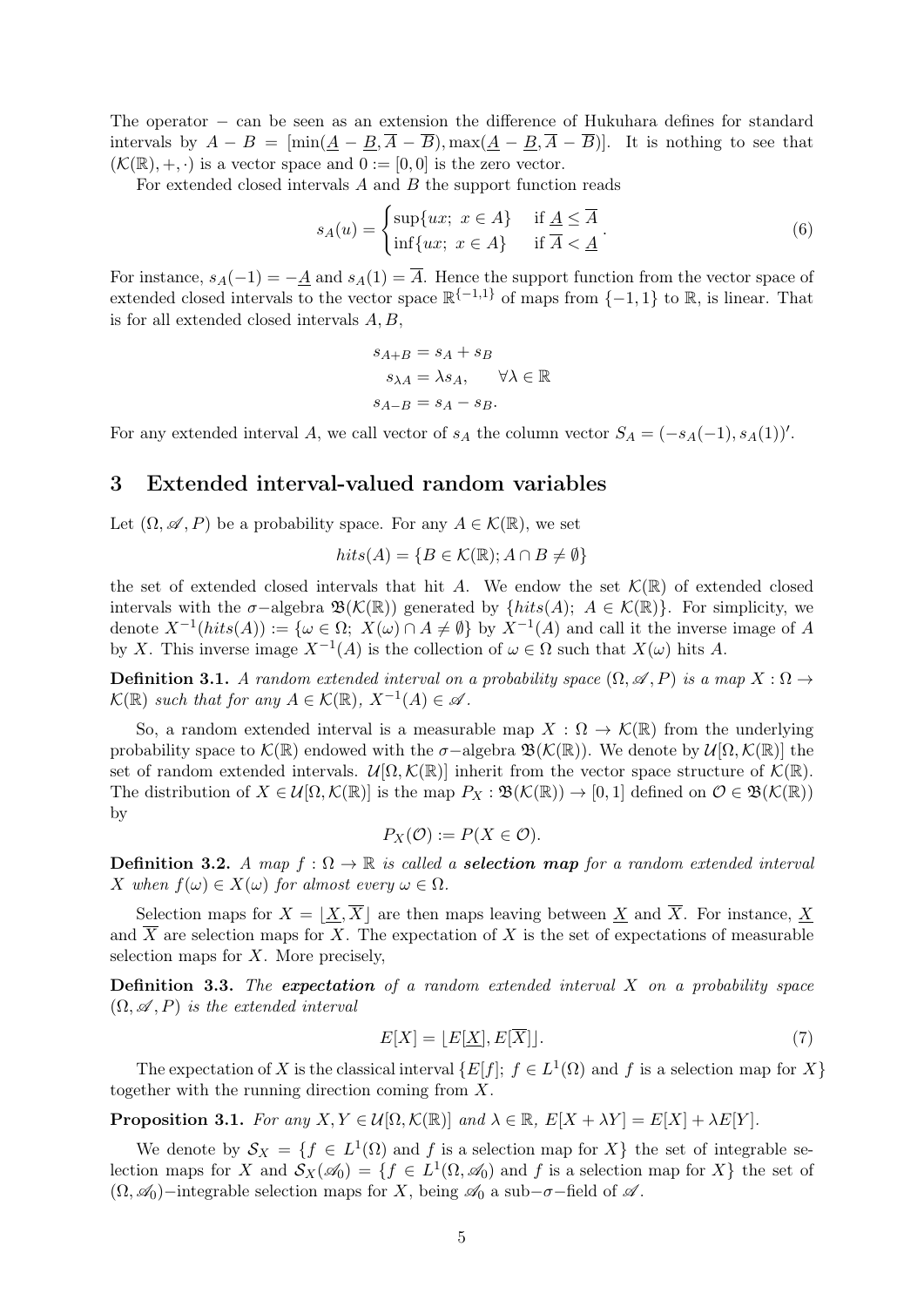The operator $-$ can be seen as an extension the difference of Hukuhara defines for standard intervals by $A - B = [\min(\underline{A} - \underline{B}, \overline{A} - \overline{B}), \max(\underline{A} - \underline{B}, \overline{A} - \overline{B})]$. It is nothing to see that $(\mathcal{K}(\mathbb{R}), +, \cdot)$ is a vector space and $0 := [0, 0]$ is the zero vector.

For extended closed intervals $A$ and $B$ the support function reads

$$s_A(u) = \begin{cases} \sup\{ux;\ x \in A\} & \text{if } \underline{A} \leq \overline{A} \\ \inf\{ux;\ x \in A\} & \text{if } \overline{A} < \underline{A} \end{cases}. \tag{6}$$

For instance, $s_A(-1) = -\underline{A}$ and $s_A(1) = \overline{A}$. Hence the support function from the vector space of extended closed intervals to the vector space $\mathbb{R}^{\{-1,1\}}$ of maps from $\{-1, 1\}$ to $\mathbb{R}$, is linear. That is for all extended closed intervals $A, B$,

$$\begin{aligned} s_{A+B} &= s_A + s_B \\ s_{\lambda A} &= \lambda s_A, \qquad \forall \lambda \in \mathbb{R} \\ s_{A-B} &= s_A - s_B. \end{aligned}$$

For any extended interval $A$, we call vector of $s_A$ the column vector $S_A = (-s_A(-1), s_A(1))'$.

## 3 Extended interval-valued random variables

Let $(\Omega, \mathscr{A}, P)$ be a probability space. For any $A \in \mathcal{K}(\mathbb{R})$, we set

$$hits(A) = \{B \in \mathcal{K}(\mathbb{R}); A \cap B \neq \emptyset\}$$

the set of extended closed intervals that hit $A$. We endow the set $\mathcal{K}(\mathbb{R})$ of extended closed intervals with the $\sigma-$algebra $\mathfrak{B}(\mathcal{K}(\mathbb{R}))$ generated by $\{hits(A);\ A \in \mathcal{K}(\mathbb{R})\}$. For simplicity, we denote $X^{-1}(hits(A)) := \{\omega \in \Omega;\ X(\omega) \cap A \neq \emptyset\}$ by $X^{-1}(A)$ and call it the inverse image of $A$ by $X$. This inverse image $X^{-1}(A)$ is the collection of $\omega \in \Omega$ such that $X(\omega)$ hits $A$.

**Definition 3.1.** *A random extended interval on a probability space $(\Omega, \mathscr{A}, P)$ is a map $X : \Omega \to \mathcal{K}(\mathbb{R})$ such that for any $A \in \mathcal{K}(\mathbb{R})$, $X^{-1}(A) \in \mathscr{A}$.*

So, a random extended interval is a measurable map $X : \Omega \to \mathcal{K}(\mathbb{R})$ from the underlying probability space to $\mathcal{K}(\mathbb{R})$ endowed with the $\sigma-$algebra $\mathfrak{B}(\mathcal{K}(\mathbb{R}))$. We denote by $\mathcal{U}[\Omega, \mathcal{K}(\mathbb{R})]$ the set of random extended intervals. $\mathcal{U}[\Omega, \mathcal{K}(\mathbb{R})]$ inherit from the vector space structure of $\mathcal{K}(\mathbb{R})$. The distribution of $X \in \mathcal{U}[\Omega, \mathcal{K}(\mathbb{R})]$ is the map $P_X : \mathfrak{B}(\mathcal{K}(\mathbb{R})) \to [0, 1]$ defined on $\mathcal{O} \in \mathfrak{B}(\mathcal{K}(\mathbb{R}))$ by

$$P_X(\mathcal{O}) := P(X \in \mathcal{O}).$$

**Definition 3.2.** *A map $f : \Omega \to \mathbb{R}$ is called a **selection map** for a random extended interval $X$ when $f(\omega) \in X(\omega)$ for almost every $\omega \in \Omega$.*

Selection maps for $X = \lfloor \underline{X}, \overline{X} \rfloor$ are then maps leaving between $\underline{X}$ and $\overline{X}$. For instance, $\underline{X}$ and $\overline{X}$ are selection maps for $X$. The expectation of $X$ is the set of expectations of measurable selection maps for $X$. More precisely,

**Definition 3.3.** *The **expectation** of a random extended interval $X$ on a probability space $(\Omega, \mathscr{A}, P)$ is the extended interval*

$$E[X] = \lfloor E[\underline{X}], E[\overline{X}] \rfloor. \tag{7}$$

The expectation of $X$ is the classical interval $\{E[f];\ f \in L^1(\Omega) \text{ and } f \text{ is a selection map for } X\}$ together with the running direction coming from $X$.

**Proposition 3.1.** *For any $X, Y \in \mathcal{U}[\Omega, \mathcal{K}(\mathbb{R})]$ and $\lambda \in \mathbb{R}$, $E[X + \lambda Y] = E[X] + \lambda E[Y]$.*

We denote by $\mathcal{S}_X = \{f \in L^1(\Omega) \text{ and } f \text{ is a selection map for } X\}$ the set of integrable selection maps for $X$ and $\mathcal{S}_X(\mathscr{A}_0) = \{f \in L^1(\Omega, \mathscr{A}_0) \text{ and } f \text{ is a selection map for } X\}$ the set of $(\Omega, \mathscr{A}_0)-$integrable selection maps for $X$, being $\mathscr{A}_0$ a sub$-\sigma-$field of $\mathscr{A}$.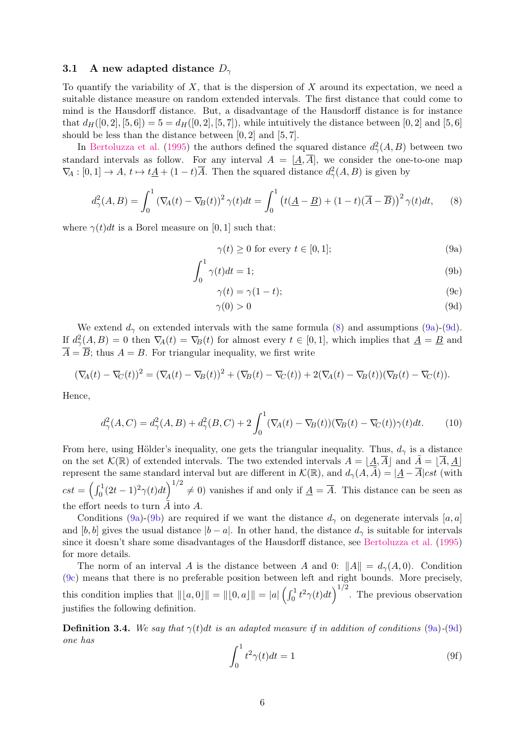### 3.1 A new adapted distance $D_\gamma$

To quantify the variability of $X$, that is the dispersion of $X$ around its expectation, we need a suitable distance measure on random extended intervals. The first distance that could come to mind is the Hausdorff distance. But, a disadvantage of the Hausdorff distance is for instance that $d_H([0,2],[5,6]) = 5 = d_H([0,2],[5,7])$, while intuitively the distance between $[0,2]$ and $[5,6]$ should be less than the distance between $[0,2]$ and $[5,7]$.

In Bertoluzza et al. (1995) the authors defined the squared distance $d_\gamma^2(A,B)$ between two standard intervals as follow. For any interval $A = [\underline{A}, \overline{A}]$, we consider the one-to-one map $\nabla_A : [0,1] \to A$, $t \mapsto t\underline{A} + (1-t)\overline{A}$. Then the squared distance $d_\gamma^2(A,B)$ is given by

$$d_\gamma^2(A,B) = \int_0^1 \left(\nabla_A(t) - \nabla_B(t)\right)^2 \gamma(t)dt = \int_0^1 \left(t(\underline{A} - \underline{B}) + (1-t)(\overline{A} - \overline{B})\right)^2 \gamma(t)dt, \tag{8}$$

where $\gamma(t)dt$ is a Borel measure on $[0,1]$ such that:

$$\gamma(t) \geq 0 \text{ for every } t \in [0,1]; \tag{9a}$$

$$\int_0^1 \gamma(t)dt = 1; \tag{9b}$$

$$\gamma(t) = \gamma(1-t); \tag{9c}$$

$$\gamma(0) > 0 \tag{9d}$$

We extend $d_\gamma$ on extended intervals with the same formula (8) and assumptions (9a)-(9d). If $d_\gamma^2(A,B) = 0$ then $\nabla_A(t) = \nabla_B(t)$ for almost every $t \in [0,1]$, which implies that $\underline{A} = \underline{B}$ and $\overline{A} = \overline{B}$; thus $A = B$. For triangular inequality, we first write

$$(\nabla_A(t) - \nabla_C(t))^2 = (\nabla_A(t) - \nabla_B(t))^2 + (\nabla_B(t) - \nabla_C(t)) + 2(\nabla_A(t) - \nabla_B(t))(\nabla_B(t) - \nabla_C(t)).$$

Hence,

$$d_\gamma^2(A,C) = d_\gamma^2(A,B) + d_\gamma^2(B,C) + 2\int_0^1 (\nabla_A(t) - \nabla_B(t))(\nabla_B(t) - \nabla_C(t))\gamma(t)dt. \tag{10}$$

From here, using Hölder's inequality, one gets the triangular inequality. Thus, $d_\gamma$ is a distance on the set $\mathcal{K}(\mathbb{R})$ of extended intervals. The two extended intervals $A = \lfloor \underline{A}, \overline{A} \rfloor$ and $\tilde{A} = \lfloor \overline{A}, \underline{A} \rfloor$ represent the same standard interval but are different in $\mathcal{K}(\mathbb{R})$, and $d_\gamma(A, \tilde{A}) = |\underline{A} - \overline{A}| cst$ (with $cst = \left(\int_0^1 (2t-1)^2 \gamma(t)dt\right)^{1/2} \neq 0$) vanishes if and only if $\underline{A} = \overline{A}$. This distance can be seen as the effort needs to turn $\tilde{A}$ into $A$.

Conditions (9a)-(9b) are required if we want the distance $d_\gamma$ on degenerate intervals $[a,a]$ and $[b,b]$ gives the usual distance $|b-a|$. In other hand, the distance $d_\gamma$ is suitable for intervals since it doesn't share some disadvantages of the Hausdorff distance, see Bertoluzza et al. (1995) for more details.

The norm of an interval $A$ is the distance between $A$ and $0$: $\|A\| = d_\gamma(A, 0)$. Condition (9c) means that there is no preferable position between left and right bounds. More precisely, this condition implies that $\|\lfloor a, 0 \rfloor\| = \|\lfloor 0, a \rfloor\| = |a| \left(\int_0^1 t^2 \gamma(t)dt\right)^{1/2}$. The previous observation justifies the following definition.

**Definition 3.4.** *We say that $\gamma(t)dt$ is an adapted measure if in addition of conditions (9a)-(9d) one has*

$$\int_0^1 t^2 \gamma(t)dt = 1 \tag{9f}$$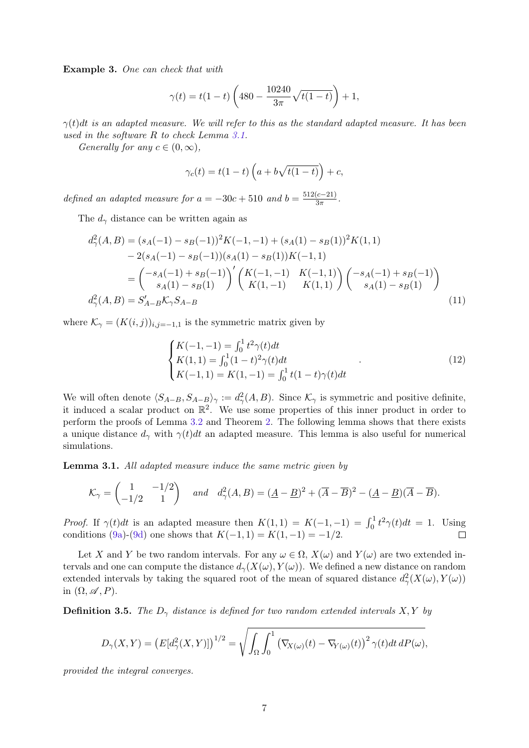**Example 3.** *One can check that with*

$$\gamma(t) = t(1-t)\left(480 - \frac{10240}{3\pi}\sqrt{t(1-t)}\right) + 1,$$

*$\gamma(t)dt$ is an adapted measure. We will refer to this as the standard adapted measure. It has been used in the software R to check Lemma 3.1.*

*Generally for any $c \in (0, \infty)$,*

$$\gamma_c(t) = t(1-t)\left(a + b\sqrt{t(1-t)}\right) + c,$$

*defined an adapted measure for $a = -30c + 510$ and $b = \frac{512(c-21)}{3\pi}$.*

The $d_\gamma$ distance can be written again as

$$\begin{aligned}
d_\gamma^2(A,B) &= (s_A(-1) - s_B(-1))^2 K(-1,-1) + (s_A(1) - s_B(1))^2 K(1,1) \\
&\quad - 2(s_A(-1) - s_B(-1))(s_A(1) - s_B(1))K(-1,1) \\
&= \begin{pmatrix} -s_A(-1) + s_B(-1) \\ s_A(1) - s_B(1) \end{pmatrix}' \begin{pmatrix} K(-1,-1) & K(-1,1) \\ K(1,-1) & K(1,1) \end{pmatrix} \begin{pmatrix} -s_A(-1) + s_B(-1) \\ s_A(1) - s_B(1) \end{pmatrix} \\
d_\gamma^2(A,B) &= S'_{A-B} \mathcal{K}_\gamma S_{A-B} \qquad (11)
\end{aligned}$$

where $\mathcal{K}_\gamma = (K(i,j))_{i,j=-1,1}$ is the symmetric matrix given by

$$\begin{cases} K(-1,-1) = \int_0^1 t^2 \gamma(t) dt \\ K(1,1) = \int_0^1 (1-t)^2 \gamma(t) dt \\ K(-1,1) = K(1,-1) = \int_0^1 t(1-t)\gamma(t) dt \end{cases} . \qquad (12)$$

We will often denote $\langle S_{A-B}, S_{A-B} \rangle_\gamma := d_\gamma^2(A,B)$. Since $\mathcal{K}_\gamma$ is symmetric and positive definite, it induced a scalar product on $\mathbb{R}^2$. We use some properties of this inner product in order to perform the proofs of Lemma 3.2 and Theorem 2. The following lemma shows that there exists a unique distance $d_\gamma$ with $\gamma(t)dt$ an adapted measure. This lemma is also useful for numerical simulations.

**Lemma 3.1.** *All adapted measure induce the same metric given by*

$$\mathcal{K}_\gamma = \begin{pmatrix} 1 & -1/2 \\ -1/2 & 1 \end{pmatrix} \quad \text{and} \quad d_\gamma^2(A,B) = (\underline{A} - \underline{B})^2 + (\overline{A} - \overline{B})^2 - (\underline{A} - \underline{B})(\overline{A} - \overline{B}).$$

*Proof.* If $\gamma(t)dt$ is an adapted measure then $K(1,1) = K(-1,-1) = \int_0^1 t^2 \gamma(t) dt = 1$. Using conditions (9a)-(9d) one shows that $K(-1,1) = K(1,-1) = -1/2$. ◻

Let $X$ and $Y$ be two random intervals. For any $\omega \in \Omega$, $X(\omega)$ and $Y(\omega)$ are two extended intervals and one can compute the distance $d_\gamma(X(\omega), Y(\omega))$. We defined a new distance on random extended intervals by taking the squared root of the mean of squared distance $d_\gamma^2(X(\omega), Y(\omega))$ in $(\Omega, \mathscr{A}, P)$.

**Definition 3.5.** *The $D_\gamma$ distance is defined for two random extended intervals $X, Y$ by*

$$D_\gamma(X,Y) = \left(E[d_\gamma^2(X,Y)]\right)^{1/2} = \sqrt{\int_\Omega \int_0^1 \left(\nabla_{X(\omega)}(t) - \nabla_{Y(\omega)}(t)\right)^2 \gamma(t) dt \, dP(\omega)},$$

*provided the integral converges.*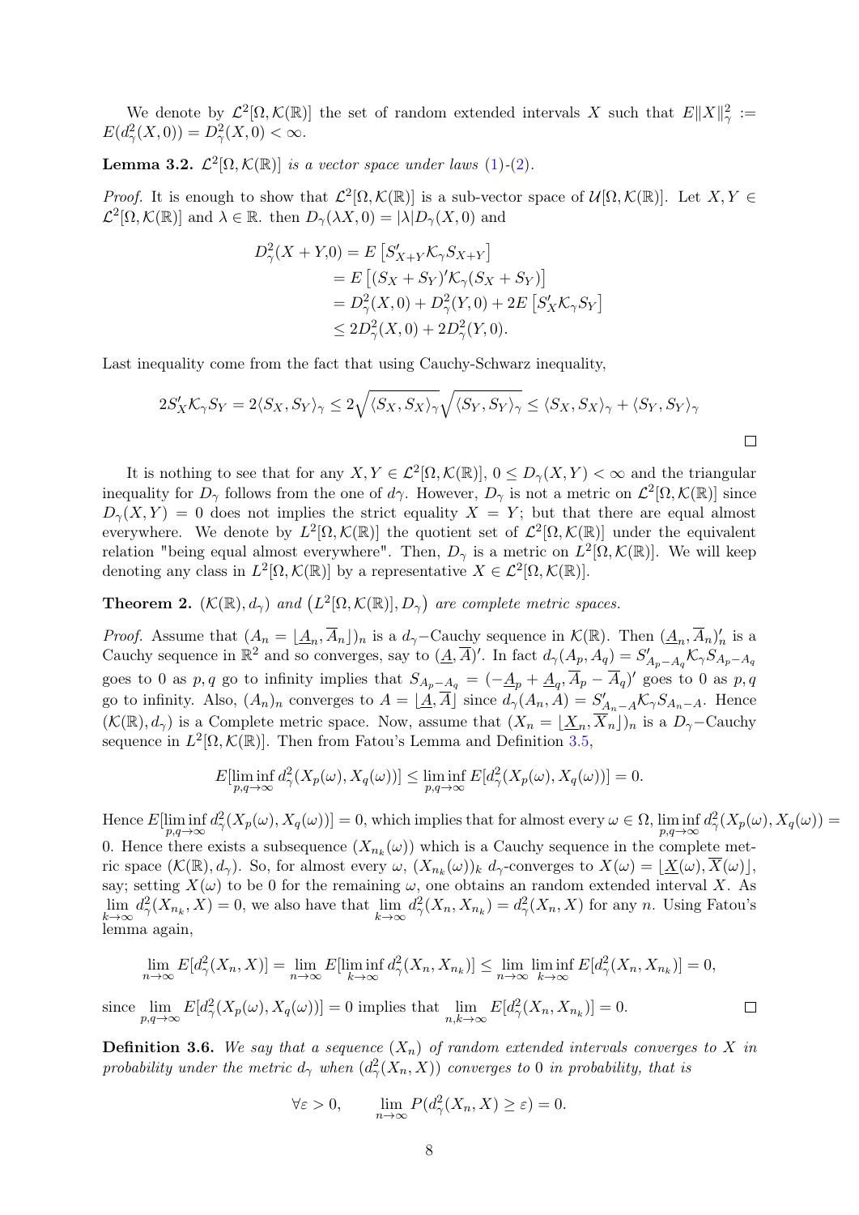We denote by $\mathcal{L}^2[\Omega, \mathcal{K}(\mathbb{R})]$ the set of random extended intervals $X$ such that $E\|X\|_\gamma^2 := E(d_\gamma^2(X,0)) = D_\gamma^2(X,0) < \infty$.

**Lemma 3.2.** *$\mathcal{L}^2[\Omega, \mathcal{K}(\mathbb{R})]$ is a vector space under laws (1)-(2).*

*Proof.* It is enough to show that $\mathcal{L}^2[\Omega, \mathcal{K}(\mathbb{R})]$ is a sub-vector space of $\mathcal{U}[\Omega, \mathcal{K}(\mathbb{R})]$. Let $X, Y \in \mathcal{L}^2[\Omega, \mathcal{K}(\mathbb{R})]$ and $\lambda \in \mathbb{R}$. then $D_\gamma(\lambda X, 0) = |\lambda| D_\gamma(X, 0)$ and

$$
\begin{aligned}
D_\gamma^2(X+Y, 0) &= E\left[S'_{X+Y}\mathcal{K}_\gamma S_{X+Y}\right] \\
&= E\left[(S_X+S_Y)'\mathcal{K}_\gamma(S_X+S_Y)\right] \\
&= D_\gamma^2(X,0) + D_\gamma^2(Y,0) + 2E\left[S'_X\mathcal{K}_\gamma S_Y\right] \\
&\leq 2D_\gamma^2(X,0) + 2D_\gamma^2(Y,0).
\end{aligned}
$$

Last inequality come from the fact that using Cauchy-Schwarz inequality,

$$
2S'_X\mathcal{K}_\gamma S_Y = 2\langle S_X, S_Y\rangle_\gamma \leq 2\sqrt{\langle S_X, S_X\rangle_\gamma}\sqrt{\langle S_Y, S_Y\rangle_\gamma} \leq \langle S_X, S_X\rangle_\gamma + \langle S_Y, S_Y\rangle_\gamma
$$

□

It is nothing to see that for any $X, Y \in \mathcal{L}^2[\Omega, \mathcal{K}(\mathbb{R})]$, $0 \leq D_\gamma(X,Y) < \infty$ and the triangular inequality for $D_\gamma$ follows from the one of $d\gamma$. However, $D_\gamma$ is not a metric on $\mathcal{L}^2[\Omega, \mathcal{K}(\mathbb{R})]$ since $D_\gamma(X,Y) = 0$ does not implies the strict equality $X = Y$; but that there are equal almost everywhere. We denote by $L^2[\Omega, \mathcal{K}(\mathbb{R})]$ the quotient set of $\mathcal{L}^2[\Omega, \mathcal{K}(\mathbb{R})]$ under the equivalent relation "being equal almost everywhere". Then, $D_\gamma$ is a metric on $L^2[\Omega, \mathcal{K}(\mathbb{R})]$. We will keep denoting any class in $L^2[\Omega, \mathcal{K}(\mathbb{R})]$ by a representative $X \in \mathcal{L}^2[\Omega, \mathcal{K}(\mathbb{R})]$.

**Theorem 2.** *$(\mathcal{K}(\mathbb{R}), d_\gamma)$ and $\left(L^2[\Omega, \mathcal{K}(\mathbb{R})], D_\gamma\right)$ are complete metric spaces.*

*Proof.* Assume that $(A_n = \lfloor \underline{A}_n, \overline{A}_n \rfloor)_n$ is a $d_\gamma$−Cauchy sequence in $\mathcal{K}(\mathbb{R})$. Then $(\underline{A}_n, \overline{A}_n)'_n$ is a Cauchy sequence in $\mathbb{R}^2$ and so converges, say to $(\underline{A}, \overline{A})'$. In fact $d_\gamma(A_p, A_q) = S'_{A_p - A_q}\mathcal{K}_\gamma S_{A_p-A_q}$ goes to 0 as $p, q$ go to infinity implies that $S_{A_p-A_q} = (-\underline{A}_p + \underline{A}_q, \overline{A}_p - \overline{A}_q)'$ goes to 0 as $p, q$ go to infinity. Also, $(A_n)_n$ converges to $A = \lfloor \underline{A}, \overline{A} \rfloor$ since $d_\gamma(A_n, A) = S'_{A_n-A}\mathcal{K}_\gamma S_{A_n-A}$. Hence $(\mathcal{K}(\mathbb{R}), d_\gamma)$ is a Complete metric space. Now, assume that $(X_n = \lfloor \underline{X}_n, \overline{X}_n \rfloor)_n$ is a $D_\gamma$−Cauchy sequence in $L^2[\Omega, \mathcal{K}(\mathbb{R})]$. Then from Fatou's Lemma and Definition 3.5,

$$
E[\liminf_{p,q\to\infty} d_\gamma^2(X_p(\omega), X_q(\omega))] \leq \liminf_{p,q\to\infty} E[d_\gamma^2(X_p(\omega), X_q(\omega))] = 0.
$$

Hence $E[\liminf_{p,q\to\infty} d_\gamma^2(X_p(\omega), X_q(\omega))] = 0$, which implies that for almost every $\omega \in \Omega$, $\liminf_{p,q\to\infty} d_\gamma^2(X_p(\omega), X_q(\omega)) = 0$. Hence there exists a subsequence $(X_{n_k}(\omega))$ which is a Cauchy sequence in the complete metric space $(\mathcal{K}(\mathbb{R}), d_\gamma)$. So, for almost every $\omega$, $(X_{n_k}(\omega))_k$ $d_\gamma$-converges to $X(\omega) = \lfloor \underline{X}(\omega), \overline{X}(\omega) \rfloor$, say; setting $X(\omega)$ to be 0 for the remaining $\omega$, one obtains an random extended interval $X$. As $\lim_{k\to\infty} d_\gamma^2(X_{n_k}, X) = 0$, we also have that $\lim_{k\to\infty} d_\gamma^2(X_n, X_{n_k}) = d_\gamma^2(X_n, X)$ for any $n$. Using Fatou's lemma again,

$$
\lim_{n\to\infty} E[d_\gamma^2(X_n, X)] = \lim_{n\to\infty} E[\liminf_{k\to\infty} d_\gamma^2(X_n, X_{n_k})] \leq \lim_{n\to\infty} \liminf_{k\to\infty} E[d_\gamma^2(X_n, X_{n_k})] = 0,
$$

since $\lim_{p,q\to\infty} E[d_\gamma^2(X_p(\omega), X_q(\omega))] = 0$ implies that $\lim_{n,k\to\infty} E[d_\gamma^2(X_n, X_{n_k})] = 0$. □

**Definition 3.6.** *We say that a sequence $(X_n)$ of random extended intervals converges to $X$ in probability under the metric $d_\gamma$ when $(d_\gamma^2(X_n, X))$ converges to 0 in probability, that is*

$$
\forall \varepsilon > 0, \qquad \lim_{n\to\infty} P(d_\gamma^2(X_n, X) \geq \varepsilon) = 0.
$$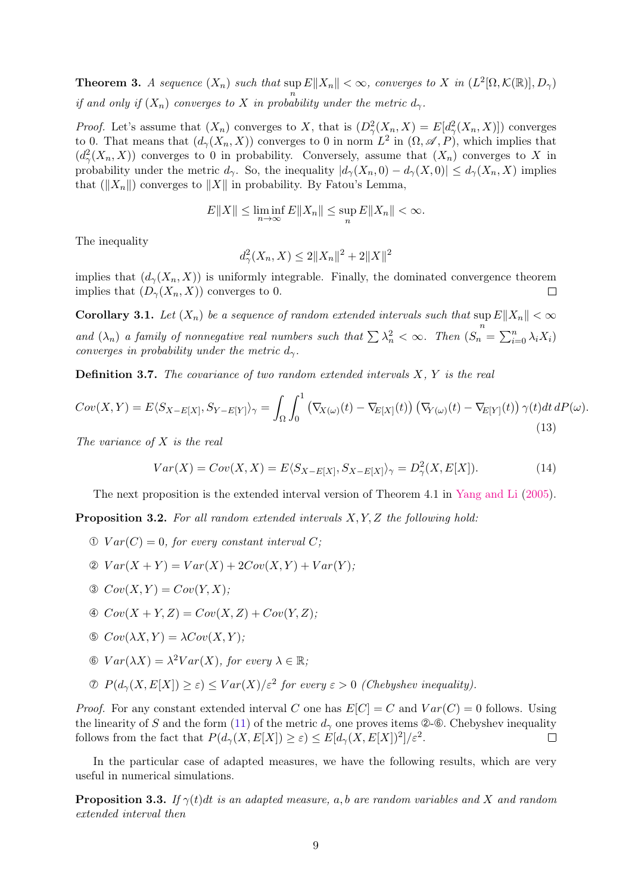**Theorem 3.** *A sequence $(X_n)$ such that $\sup_n E\|X_n\| < \infty$, converges to $X$ in $(L^2[\Omega, \mathcal{K}(\mathbb{R})], D_\gamma)$ if and only if $(X_n)$ converges to $X$ in probability under the metric $d_\gamma$.*

*Proof.* Let's assume that $(X_n)$ converges to $X$, that is $(D^2_\gamma(X_n, X) = E[d^2_\gamma(X_n, X)])$ converges to 0. That means that $(d_\gamma(X_n, X))$ converges to 0 in norm $L^2$ in $(\Omega, \mathscr{A}, P)$, which implies that $(d^2_\gamma(X_n, X))$ converges to 0 in probability. Conversely, assume that $(X_n)$ converges to $X$ in probability under the metric $d_\gamma$. So, the inequality $|d_\gamma(X_n, 0) - d_\gamma(X, 0)| \leq d_\gamma(X_n, X)$ implies that $(\|X_n\|)$ converges to $\|X\|$ in probability. By Fatou's Lemma,

$$E\|X\| \leq \liminf_{n\to\infty} E\|X_n\| \leq \sup_n E\|X_n\| < \infty.$$

The inequality

$$d^2_\gamma(X_n, X) \leq 2\|X_n\|^2 + 2\|X\|^2$$

implies that $(d_\gamma(X_n, X))$ is uniformly integrable. Finally, the dominated convergence theorem implies that $(D_\gamma(X_n, X))$ converges to 0. $\square$

**Corollary 3.1.** *Let $(X_n)$ be a sequence of random extended intervals such that $\sup_n E\|X_n\| < \infty$ and $(\lambda_n)$ a family of nonnegative real numbers such that $\sum \lambda_n^2 < \infty$. Then $(S_n = \sum_{i=0}^n \lambda_i X_i)$ converges in probability under the metric $d_\gamma$.*

**Definition 3.7.** *The covariance of two random extended intervals $X$, $Y$ is the real*

$$Cov(X,Y) = E\langle S_{X-E[X]}, S_{Y-E[Y]}\rangle_\gamma = \int_\Omega \int_0^1 \left(\nabla_{X(\omega)}(t) - \nabla_{E[X]}(t)\right)\left(\nabla_{Y(\omega)}(t) - \nabla_{E[Y]}(t)\right)\gamma(t)dt\, dP(\omega). \tag{13}$$

*The variance of $X$ is the real*

$$Var(X) = Cov(X,X) = E\langle S_{X-E[X]}, S_{X-E[X]}\rangle_\gamma = D^2_\gamma(X, E[X]). \tag{14}$$

The next proposition is the extended interval version of Theorem 4.1 in Yang and Li (2005).

**Proposition 3.2.** *For all random extended intervals $X, Y, Z$ the following hold:*

① $Var(C) = 0$, *for every constant interval $C$;*

② $Var(X + Y) = Var(X) + 2Cov(X,Y) + Var(Y)$;

③ $Cov(X,Y) = Cov(Y,X)$;

④ $Cov(X + Y, Z) = Cov(X,Z) + Cov(Y,Z)$;

⑤ $Cov(\lambda X, Y) = \lambda Cov(X,Y)$;

⑥ $Var(\lambda X) = \lambda^2 Var(X)$, *for every $\lambda \in \mathbb{R}$;*

⑦ $P(d_\gamma(X, E[X]) \geq \varepsilon) \leq Var(X)/\varepsilon^2$ *for every $\varepsilon > 0$ (Chebyshev inequality).*

*Proof.* For any constant extended interval $C$ one has $E[C] = C$ and $Var(C) = 0$ follows. Using the linearity of $S$ and the form (11) of the metric $d_\gamma$ one proves items ②-⑥. Chebyshev inequality follows from the fact that $P(d_\gamma(X, E[X]) \geq \varepsilon) \leq E[d_\gamma(X, E[X])^2]/\varepsilon^2$. $\square$

In the particular case of adapted measures, we have the following results, which are very useful in numerical simulations.

**Proposition 3.3.** *If $\gamma(t)dt$ is an adapted measure, $a, b$ are random variables and $X$ and random extended interval then*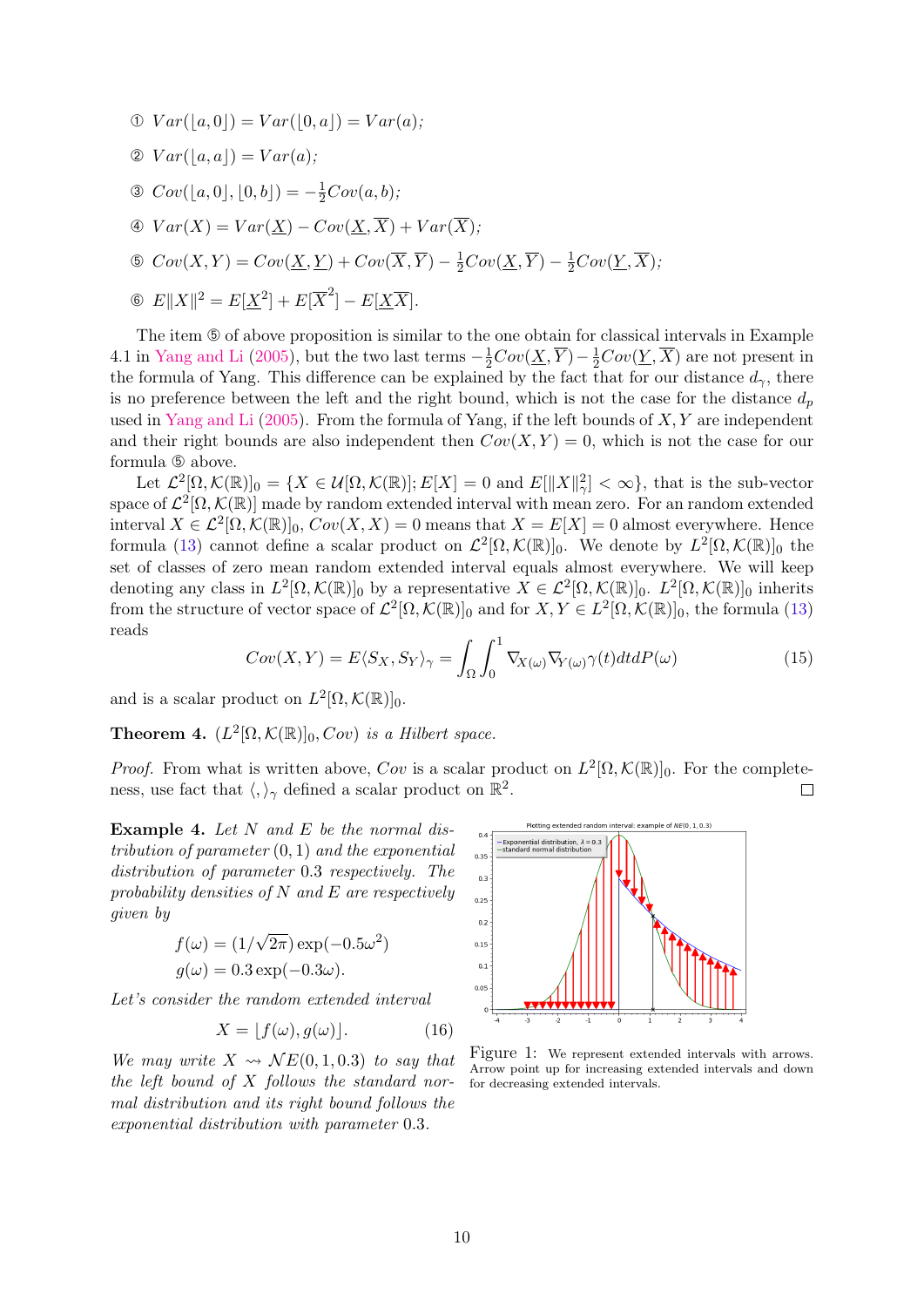① $Var(\lfloor a, 0 \rfloor) = Var(\lfloor 0, a \rfloor) = Var(a)$;

② $Var(\lfloor a, a \rfloor) = Var(a)$;

③ $Cov(\lfloor a, 0 \rfloor, \lfloor 0, b \rfloor) = -\frac{1}{2}Cov(a, b)$;

④ $Var(X) = Var(\underline{X}) - Cov(\underline{X}, \overline{X}) + Var(\overline{X})$;

⑤ $Cov(X, Y) = Cov(\underline{X}, \underline{Y}) + Cov(\overline{X}, \overline{Y}) - \frac{1}{2}Cov(\underline{X}, \overline{Y}) - \frac{1}{2}Cov(\underline{Y}, \overline{X})$;

⑥ $E\|X\|^2 = E[\underline{X}^2] + E[\overline{X}^2] - E[\underline{X}\overline{X}]$.

The item ⑤ of above proposition is similar to the one obtain for classical intervals in Example 4.1 in Yang and Li (2005), but the two last terms $-\frac{1}{2}Cov(\underline{X}, \overline{Y}) - \frac{1}{2}Cov(\underline{Y}, \overline{X})$ are not present in the formula of Yang. This difference can be explained by the fact that for our distance $d_\gamma$, there is no preference between the left and the right bound, which is not the case for the distance $d_p$ used in Yang and Li (2005). From the formula of Yang, if the left bounds of $X, Y$ are independent and their right bounds are also independent then $Cov(X, Y) = 0$, which is not the case for our formula ⑤ above.

Let $\mathcal{L}^2[\Omega, \mathcal{K}(\mathbb{R})]_0 = \{X \in \mathcal{U}[\Omega, \mathcal{K}(\mathbb{R})]; E[X] = 0 \text{ and } E[\|X\|_\gamma^2] < \infty\}$, that is the sub-vector space of $\mathcal{L}^2[\Omega, \mathcal{K}(\mathbb{R})]$ made by random extended interval with mean zero. For an random extended interval $X \in \mathcal{L}^2[\Omega, \mathcal{K}(\mathbb{R})]_0$, $Cov(X, X) = 0$ means that $X = E[X] = 0$ almost everywhere. Hence formula (13) cannot define a scalar product on $\mathcal{L}^2[\Omega, \mathcal{K}(\mathbb{R})]_0$. We denote by $L^2[\Omega, \mathcal{K}(\mathbb{R})]_0$ the set of classes of zero mean random extended interval equals almost everywhere. We will keep denoting any class in $L^2[\Omega, \mathcal{K}(\mathbb{R})]_0$ by a representative $X \in \mathcal{L}^2[\Omega, \mathcal{K}(\mathbb{R})]_0$. $L^2[\Omega, \mathcal{K}(\mathbb{R})]_0$ inherits from the structure of vector space of $\mathcal{L}^2[\Omega, \mathcal{K}(\mathbb{R})]_0$ and for $X, Y \in L^2[\Omega, \mathcal{K}(\mathbb{R})]_0$, the formula (13) reads

$$Cov(X, Y) = E\langle S_X, S_Y \rangle_\gamma = \int_\Omega \int_0^1 \nabla_{X(\omega)} \nabla_{Y(\omega)} \gamma(t) dt dP(\omega) \tag{15}$$

and is a scalar product on $L^2[\Omega, \mathcal{K}(\mathbb{R})]_0$.

**Theorem 4.** *$(L^2[\Omega, \mathcal{K}(\mathbb{R})]_0, Cov)$ is a Hilbert space.*

*Proof.* From what is written above, $Cov$ is a scalar product on $L^2[\Omega, \mathcal{K}(\mathbb{R})]_0$. For the completeness, use fact that $\langle, \rangle_\gamma$ defined a scalar product on $\mathbb{R}^2$. □

**Example 4.** *Let $N$ and $E$ be the normal distribution of parameter $(0, 1)$ and the exponential distribution of parameter 0.3 respectively. The probability densities of $N$ and $E$ are respectively given by*

$$f(\omega) = (1/\sqrt{2\pi}) \exp(-0.5\omega^2)$$
$$g(\omega) = 0.3 \exp(-0.3\omega).$$

*Let's consider the random extended interval*

$$X = \lfloor f(\omega), g(\omega) \rfloor. \tag{16}$$

*We may write $X \rightsquigarrow \mathcal{N}E(0, 1, 0.3)$ to say that the left bound of $X$ follows the standard normal distribution and its right bound follows the exponential distribution with parameter 0.3.*

Figure 1: We represent extended intervals with arrows. Arrow point up for increasing extended intervals and down for decreasing extended intervals.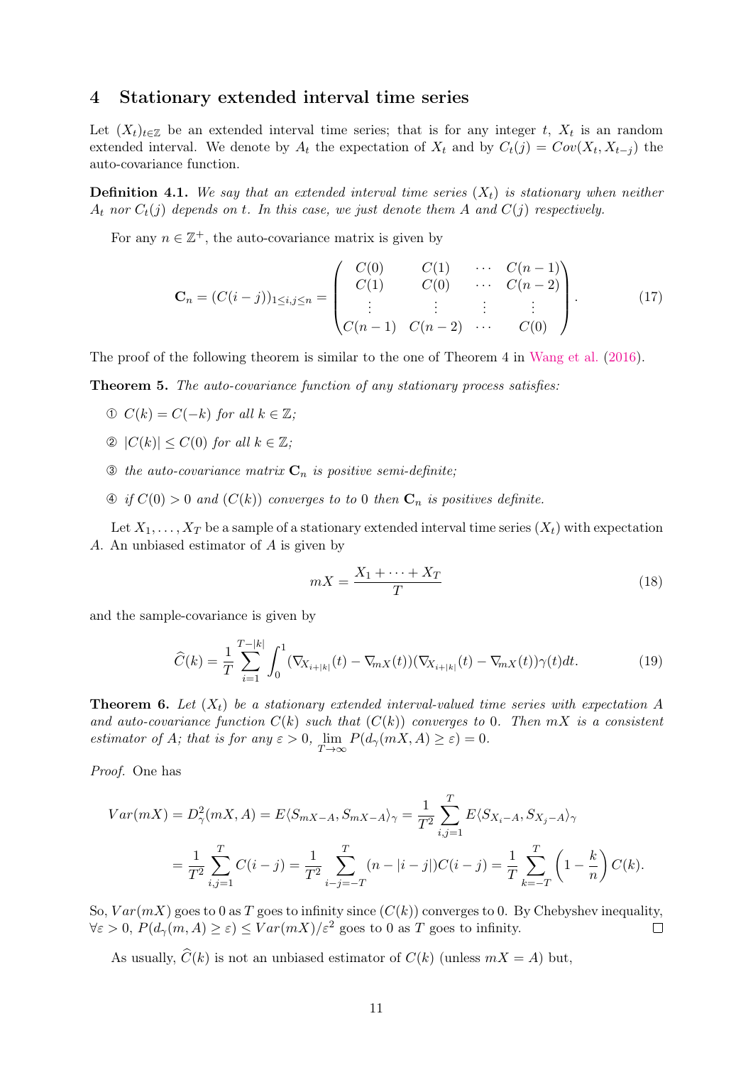## 4 Stationary extended interval time series

Let $(X_t)_{t\in\mathbb{Z}}$ be an extended interval time series; that is for any integer $t$, $X_t$ is an random extended interval. We denote by $A_t$ the expectation of $X_t$ and by $C_t(j) = Cov(X_t, X_{t-j})$ the auto-covariance function.

**Definition 4.1.** *We say that an extended interval time series $(X_t)$ is stationary when neither $A_t$ nor $C_t(j)$ depends on $t$. In this case, we just denote them $A$ and $C(j)$ respectively.*

For any $n \in \mathbb{Z}^+$, the auto-covariance matrix is given by

$$\mathbf{C}_n = (C(i-j))_{1\leq i,j\leq n} = \begin{pmatrix} C(0) & C(1) & \cdots & C(n-1) \\ C(1) & C(0) & \cdots & C(n-2) \\ \vdots & \vdots & \vdots & \vdots \\ C(n-1) & C(n-2) & \cdots & C(0) \end{pmatrix}. \tag{17}$$

The proof of the following theorem is similar to the one of Theorem 4 in Wang et al. (2016).

**Theorem 5.** *The auto-covariance function of any stationary process satisfies:*

① *$C(k) = C(-k)$ for all $k \in \mathbb{Z}$;*

② *$|C(k)| \leq C(0)$ for all $k \in \mathbb{Z}$;*

③ *the auto-covariance matrix $\mathbf{C}_n$ is positive semi-definite;*

④ *if $C(0) > 0$ and $(C(k))$ converges to to $0$ then $\mathbf{C}_n$ is positives definite.*

Let $X_1, \ldots, X_T$ be a sample of a stationary extended interval time series $(X_t)$ with expectation $A$. An unbiased estimator of $A$ is given by

$$mX = \frac{X_1 + \cdots + X_T}{T} \tag{18}$$

and the sample-covariance is given by

$$\widehat{C}(k) = \frac{1}{T}\sum_{i=1}^{T-|k|}\int_0^1 (\nabla_{X_{i+|k|}}(t) - \nabla_{mX}(t))(\nabla_{X_{i+|k|}}(t) - \nabla_{mX}(t))\gamma(t)dt. \tag{19}$$

**Theorem 6.** *Let $(X_t)$ be a stationary extended interval-valued time series with expectation $A$ and auto-covariance function $C(k)$ such that $(C(k))$ converges to $0$. Then $mX$ is a consistent estimator of $A$; that is for any $\varepsilon > 0$, $\lim_{T\to\infty} P(d_\gamma(mX, A) \geq \varepsilon) = 0$.*

*Proof.* One has

$$\begin{aligned} Var(mX) = D_\gamma^2(mX, A) = E\langle S_{mX-A}, S_{mX-A}\rangle_\gamma = \frac{1}{T^2}\sum_{i,j=1}^{T} E\langle S_{X_i-A}, S_{X_j-A}\rangle_\gamma \\ = \frac{1}{T^2}\sum_{i,j=1}^{T} C(i-j) = \frac{1}{T^2}\sum_{i-j=-T}^{T}(n - |i-j|)C(i-j) = \frac{1}{T}\sum_{k=-T}^{T}\left(1 - \frac{k}{n}\right)C(k). \end{aligned}$$

So, $Var(mX)$ goes to 0 as $T$ goes to infinity since $(C(k))$ converges to 0. By Chebyshev inequality, $\forall\varepsilon > 0$, $P(d_\gamma(m, A) \geq \varepsilon) \leq Var(mX)/\varepsilon^2$ goes to 0 as $T$ goes to infinity. $\square$

As usually, $\widehat{C}(k)$ is not an unbiased estimator of $C(k)$ (unless $mX = A$) but,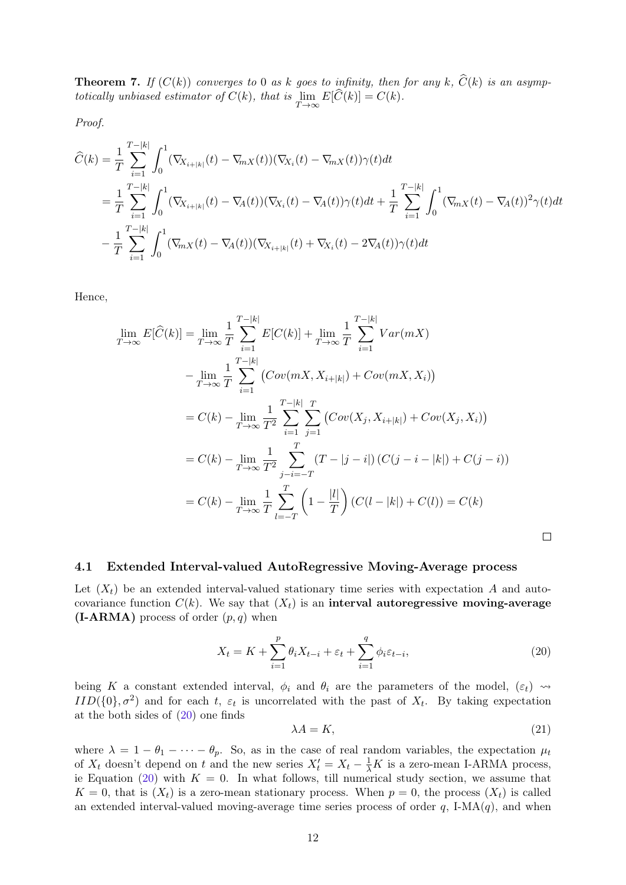**Theorem 7.** *If $(C(k))$ converges to 0 as $k$ goes to infinity, then for any $k$, $\widehat{C}(k)$ is an asymptotically unbiased estimator of $C(k)$, that is $\lim_{T\to\infty} E[\widehat{C}(k)] = C(k)$.*

*Proof.*

$$
\begin{aligned}
\widehat{C}(k) &= \frac{1}{T}\sum_{i=1}^{T-|k|}\int_0^1 (\nabla_{X_{i+|k|}}(t) - \nabla_{mX}(t))(\nabla_{X_i}(t) - \nabla_{mX}(t))\gamma(t)dt \\
&= \frac{1}{T}\sum_{i=1}^{T-|k|}\int_0^1 (\nabla_{X_{i+|k|}}(t) - \nabla_{A}(t))(\nabla_{X_i}(t) - \nabla_{A}(t))\gamma(t)dt + \frac{1}{T}\sum_{i=1}^{T-|k|}\int_0^1 (\nabla_{mX}(t) - \nabla_{A}(t))^2\gamma(t)dt \\
&- \frac{1}{T}\sum_{i=1}^{T-|k|}\int_0^1 (\nabla_{mX}(t) - \nabla_{A}(t))(\nabla_{X_{i+|k|}}(t) + \nabla_{X_i}(t) - 2\nabla_{A}(t))\gamma(t)dt
\end{aligned}
$$

Hence,

$$
\begin{aligned}
\lim_{T\to\infty} E[\widehat{C}(k)] &= \lim_{T\to\infty}\frac{1}{T}\sum_{i=1}^{T-|k|} E[C(k)] + \lim_{T\to\infty}\frac{1}{T}\sum_{i=1}^{T-|k|} Var(mX) \\
&- \lim_{T\to\infty}\frac{1}{T}\sum_{i=1}^{T-|k|}\left(Cov(mX, X_{i+|k|}) + Cov(mX, X_i)\right) \\
&= C(k) - \lim_{T\to\infty}\frac{1}{T^2}\sum_{i=1}^{T-|k|}\sum_{j=1}^{T}\left(Cov(X_j, X_{i+|k|}) + Cov(X_j, X_i)\right) \\
&= C(k) - \lim_{T\to\infty}\frac{1}{T^2}\sum_{j-i=-T}^{T}(T - |j-i|)\left(C(j-i-|k|) + C(j-i)\right) \\
&= C(k) - \lim_{T\to\infty}\frac{1}{T}\sum_{l=-T}^{T}\left(1 - \frac{|l|}{T}\right)\left(C(l-|k|) + C(l)\right) = C(k)
\end{aligned}
$$

□

## 4.1 Extended Interval-valued AutoRegressive Moving-Average process

Let $(X_t)$ be an extended interval-valued stationary time series with expectation $A$ and autocovariance function $C(k)$. We say that $(X_t)$ is an **interval autoregressive moving-average (I-ARMA)** process of order $(p, q)$ when

$$
X_t = K + \sum_{i=1}^{p}\theta_i X_{t-i} + \varepsilon_t + \sum_{i=1}^{q}\phi_i \varepsilon_{t-i}, \tag{20}
$$

being $K$ a constant extended interval, $\phi_i$ and $\theta_i$ are the parameters of the model, $(\varepsilon_t) \rightsquigarrow IID(\{0\}, \sigma^2)$ and for each $t$, $\varepsilon_t$ is uncorrelated with the past of $X_t$. By taking expectation at the both sides of (20) one finds

$$
\lambda A = K, \tag{21}
$$

where $\lambda = 1 - \theta_1 - \cdots - \theta_p$. So, as in the case of real random variables, the expectation $\mu_t$ of $X_t$ doesn't depend on $t$ and the new series $X'_t = X_t - \frac{1}{\lambda}K$ is a zero-mean I-ARMA process, ie Equation (20) with $K = 0$. In what follows, till numerical study section, we assume that $K = 0$, that is $(X_t)$ is a zero-mean stationary process. When $p = 0$, the process $(X_t)$ is called an extended interval-valued moving-average time series process of order $q$, I-MA($q$), and when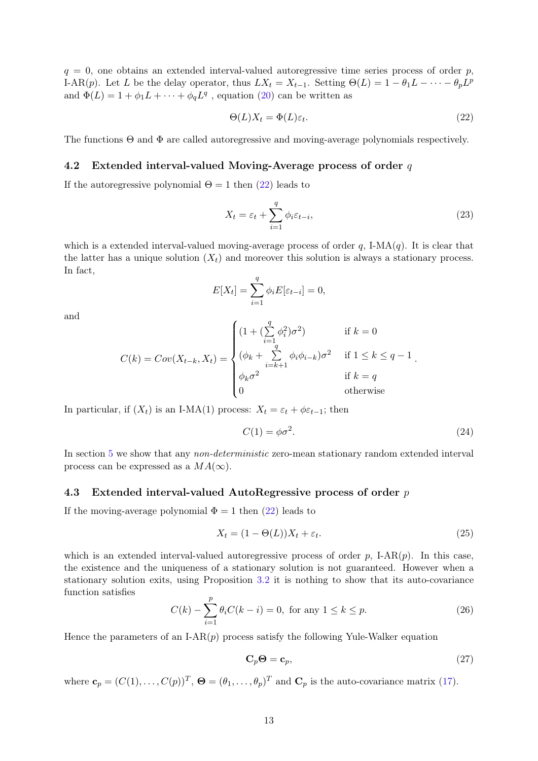$q = 0$, one obtains an extended interval-valued autoregressive time series process of order $p$, I-AR($p$). Let $L$ be the delay operator, thus $LX_t = X_{t-1}$. Setting $\Theta(L) = 1 - \theta_1 L - \cdots - \theta_p L^p$ and $\Phi(L) = 1 + \phi_1 L + \cdots + \phi_q L^q$ , equation (20) can be written as

$$\Theta(L)X_t = \Phi(L)\varepsilon_t. \tag{22}$$

The functions $\Theta$ and $\Phi$ are called autoregressive and moving-average polynomials respectively.

### 4.2 Extended interval-valued Moving-Average process of order $q$

If the autoregressive polynomial $\Theta = 1$ then (22) leads to

$$X_t = \varepsilon_t + \sum_{i=1}^{q} \phi_i \varepsilon_{t-i}, \tag{23}$$

which is a extended interval-valued moving-average process of order $q$, I-MA($q$). It is clear that the latter has a unique solution $(X_t)$ and moreover this solution is always a stationary process. In fact,

$$E[X_t] = \sum_{i=1}^{q} \phi_i E[\varepsilon_{t-i}] = 0,$$

and

$$C(k) = Cov(X_{t-k}, X_t) = \begin{cases} (1 + (\sum_{i=1}^{q} \phi_i^2)\sigma^2) & \text{if } k = 0 \\ (\phi_k + \sum_{i=k+1}^{q} \phi_i \phi_{i-k})\sigma^2 & \text{if } 1 \leq k \leq q-1 \\ \phi_k \sigma^2 & \text{if } k = q \\ 0 & \text{otherwise} \end{cases}.$$

In particular, if $(X_t)$ is an I-MA(1) process: $X_t = \varepsilon_t + \phi\varepsilon_{t-1}$; then

$$C(1) = \phi\sigma^2. \tag{24}$$

In section 5 we show that any *non-deterministic* zero-mean stationary random extended interval process can be expressed as a $MA(\infty)$.

### 4.3 Extended interval-valued AutoRegressive process of order $p$

If the moving-average polynomial $\Phi = 1$ then (22) leads to

$$X_t = (1 - \Theta(L))X_t + \varepsilon_t. \tag{25}$$

which is an extended interval-valued autoregressive process of order $p$, I-AR($p$). In this case, the existence and the uniqueness of a stationary solution is not guaranteed. However when a stationary solution exits, using Proposition 3.2 it is nothing to show that its auto-covariance function satisfies

$$C(k) - \sum_{i=1}^{p} \theta_i C(k-i) = 0, \text{ for any } 1 \leq k \leq p. \tag{26}$$

Hence the parameters of an I-AR($p$) process satisfy the following Yule-Walker equation

$$\mathbf{C}_p \mathbf{\Theta} = \mathbf{c}_p, \tag{27}$$

where $\mathbf{c}_p = (C(1), \ldots, C(p))^T$, $\mathbf{\Theta} = (\theta_1, \ldots, \theta_p)^T$ and $\mathbf{C}_p$ is the auto-covariance matrix (17).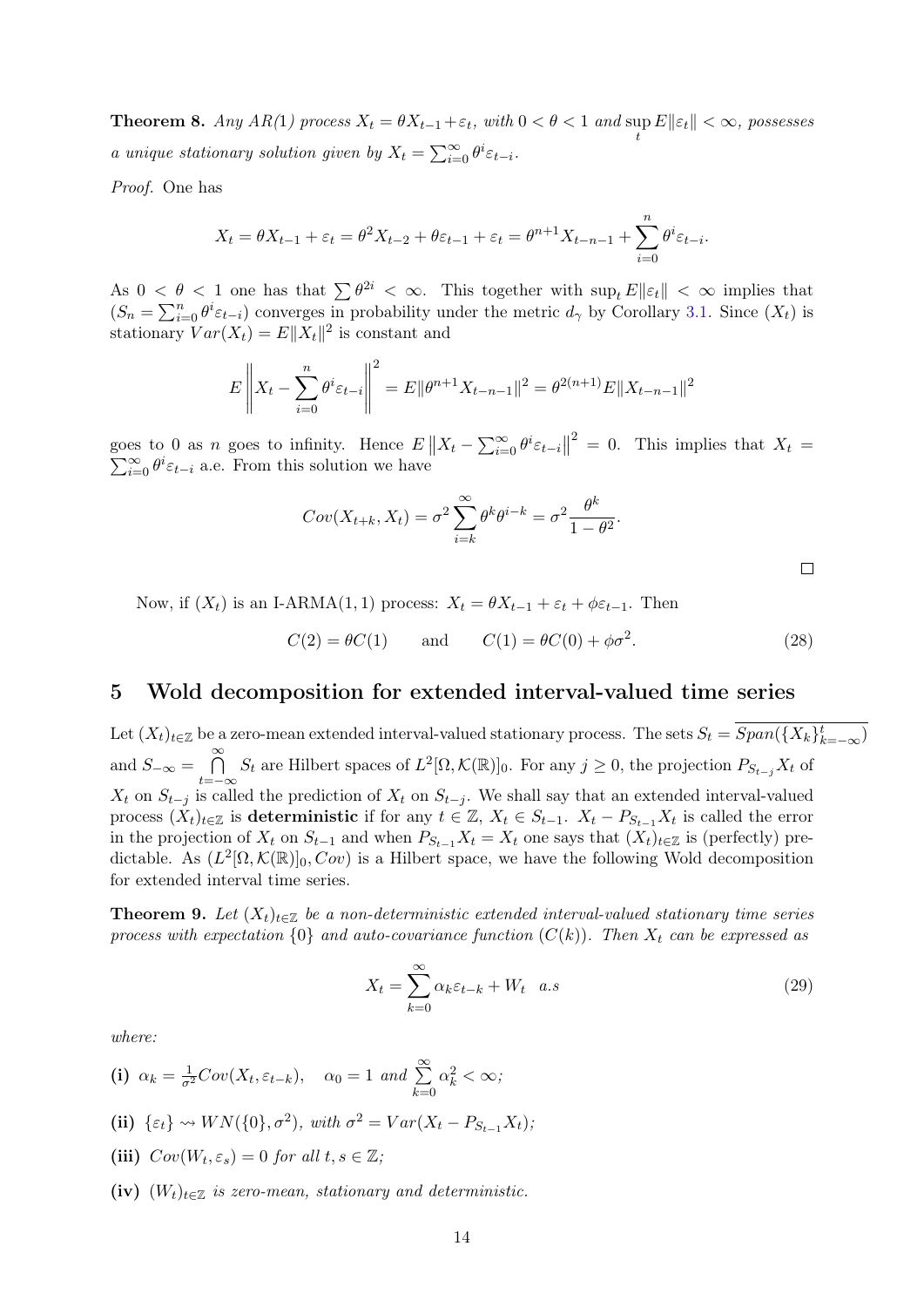**Theorem 8.** *Any AR(1) process $X_t = \theta X_{t-1} + \varepsilon_t$, with $0 < \theta < 1$ and $\sup_t E\|\varepsilon_t\| < \infty$, possesses a unique stationary solution given by $X_t = \sum_{i=0}^{\infty} \theta^i \varepsilon_{t-i}$.*

*Proof.* One has

$$X_t = \theta X_{t-1} + \varepsilon_t = \theta^2 X_{t-2} + \theta\varepsilon_{t-1} + \varepsilon_t = \theta^{n+1} X_{t-n-1} + \sum_{i=0}^{n} \theta^i \varepsilon_{t-i}.$$

As $0 < \theta < 1$ one has that $\sum \theta^{2i} < \infty$. This together with $\sup_t E\|\varepsilon_t\| < \infty$ implies that $(S_n = \sum_{i=0}^{n} \theta^i \varepsilon_{t-i})$ converges in probability under the metric $d_\gamma$ by Corollary 3.1. Since $(X_t)$ is stationary $Var(X_t) = E\|X_t\|^2$ is constant and

$$E\left\| X_t - \sum_{i=0}^{n} \theta^i \varepsilon_{t-i} \right\|^2 = E\|\theta^{n+1} X_{t-n-1}\|^2 = \theta^{2(n+1)} E\|X_{t-n-1}\|^2$$

goes to 0 as $n$ goes to infinity. Hence $E\left\|X_t - \sum_{i=0}^{\infty} \theta^i \varepsilon_{t-i}\right\|^2 = 0$. This implies that $X_t = \sum_{i=0}^{\infty} \theta^i \varepsilon_{t-i}$ a.e. From this solution we have

$$Cov(X_{t+k}, X_t) = \sigma^2 \sum_{i=k}^{\infty} \theta^k \theta^{i-k} = \sigma^2 \frac{\theta^k}{1-\theta^2}.$$

□

Now, if $(X_t)$ is an I-ARMA(1, 1) process: $X_t = \theta X_{t-1} + \varepsilon_t + \phi\varepsilon_{t-1}$. Then

$$C(2) = \theta C(1) \qquad \text{and} \qquad C(1) = \theta C(0) + \phi\sigma^2. \tag{28}$$

## 5 Wold decomposition for extended interval-valued time series

Let $(X_t)_{t\in\mathbb{Z}}$ be a zero-mean extended interval-valued stationary process. The sets $S_t = \overline{Span(\{X_k\}_{k=-\infty}^{t})}$ and $S_{-\infty} = \bigcap_{t=-\infty}^{\infty} S_t$ are Hilbert spaces of $L^2[\Omega, \mathcal{K}(\mathbb{R})]_0$. For any $j \geq 0$, the projection $P_{S_{t-j}} X_t$ of $X_t$ on $S_{t-j}$ is called the prediction of $X_t$ on $S_{t-j}$. We shall say that an extended interval-valued process $(X_t)_{t\in\mathbb{Z}}$ is **deterministic** if for any $t \in \mathbb{Z}$, $X_t \in S_{t-1}$. $X_t - P_{S_{t-1}} X_t$ is called the error in the projection of $X_t$ on $S_{t-1}$ and when $P_{S_{t-1}} X_t = X_t$ one says that $(X_t)_{t\in\mathbb{Z}}$ is (perfectly) predictable. As $(L^2[\Omega, \mathcal{K}(\mathbb{R})]_0, Cov)$ is a Hilbert space, we have the following Wold decomposition for extended interval time series.

**Theorem 9.** *Let $(X_t)_{t\in\mathbb{Z}}$ be a non-deterministic extended interval-valued stationary time series process with expectation $\{0\}$ and auto-covariance function $(C(k))$. Then $X_t$ can be expressed as*

$$X_t = \sum_{k=0}^{\infty} \alpha_k \varepsilon_{t-k} + W_t \quad a.s \tag{29}$$

*where:*

**(i)** $\alpha_k = \frac{1}{\sigma^2} Cov(X_t, \varepsilon_{t-k})$, $\quad \alpha_0 = 1$ *and* $\sum_{k=0}^{\infty} \alpha_k^2 < \infty$*;*

**(ii)** $\{\varepsilon_t\} \rightsquigarrow WN(\{0\}, \sigma^2)$*, with* $\sigma^2 = Var(X_t - P_{S_{t-1}} X_t)$*;*

**(iii)** $Cov(W_t, \varepsilon_s) = 0$ *for all* $t, s \in \mathbb{Z}$*;*

**(iv)** $(W_t)_{t\in\mathbb{Z}}$ *is zero-mean, stationary and deterministic.*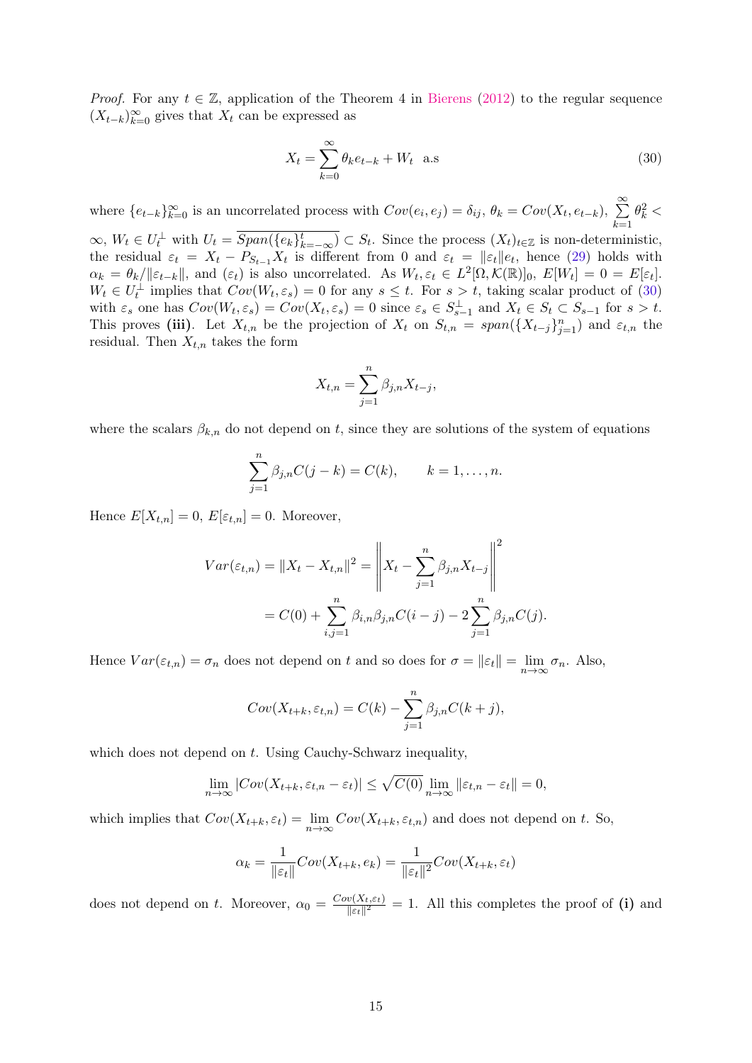*Proof.* For any $t \in \mathbb{Z}$, application of the Theorem 4 in Bierens (2012) to the regular sequence $(X_{t-k})_{k=0}^{\infty}$ gives that $X_t$ can be expressed as

$$X_t = \sum_{k=0}^{\infty} \theta_k e_{t-k} + W_t \quad \text{a.s} \tag{30}$$

where $\{e_{t-k}\}_{k=0}^{\infty}$ is an uncorrelated process with $Cov(e_i, e_j) = \delta_{ij}$, $\theta_k = Cov(X_t, e_{t-k})$, $\sum_{k=1}^{\infty} \theta_k^2 < \infty$, $W_t \in U_t^{\perp}$ with $U_t = \overline{Span(\{e_k\}_{k=-\infty}^{t})} \subset S_t$. Since the process $(X_t)_{t\in\mathbb{Z}}$ is non-deterministic, the residual $\varepsilon_t = X_t - P_{S_{t-1}} X_t$ is different from 0 and $\varepsilon_t = \|\varepsilon_t\| e_t$, hence (29) holds with $\alpha_k = \theta_k / \|\varepsilon_{t-k}\|$, and $(\varepsilon_t)$ is also uncorrelated. As $W_t, \varepsilon_t \in L^2[\Omega, \mathcal{K}(\mathbb{R})]_0$, $E[W_t] = 0 = E[\varepsilon_t]$. $W_t \in U_t^{\perp}$ implies that $Cov(W_t, \varepsilon_s) = 0$ for any $s \leq t$. For $s > t$, taking scalar product of (30) with $\varepsilon_s$ one has $Cov(W_t, \varepsilon_s) = Cov(X_t, \varepsilon_s) = 0$ since $\varepsilon_s \in S_{s-1}^{\perp}$ and $X_t \in S_t \subset S_{s-1}$ for $s > t$. This proves **(iii)**. Let $X_{t,n}$ be the projection of $X_t$ on $S_{t,n} = span(\{X_{t-j}\}_{j=1}^{n})$ and $\varepsilon_{t,n}$ the residual. Then $X_{t,n}$ takes the form

$$X_{t,n} = \sum_{j=1}^{n} \beta_{j,n} X_{t-j},$$

where the scalars $\beta_{k,n}$ do not depend on $t$, since they are solutions of the system of equations

$$\sum_{j=1}^{n} \beta_{j,n} C(j-k) = C(k), \qquad k = 1, \dots, n.$$

Hence $E[X_{t,n}] = 0$, $E[\varepsilon_{t,n}] = 0$. Moreover,

$$\begin{aligned} Var(\varepsilon_{t,n}) = \|X_t - X_{t,n}\|^2 &= \left\| X_t - \sum_{j=1}^{n} \beta_{j,n} X_{t-j} \right\|^2 \\ &= C(0) + \sum_{i,j=1}^{n} \beta_{i,n}\beta_{j,n} C(i-j) - 2\sum_{j=1}^{n} \beta_{j,n} C(j). \end{aligned}$$

Hence $Var(\varepsilon_{t,n}) = \sigma_n$ does not depend on $t$ and so does for $\sigma = \|\varepsilon_t\| = \lim_{n\to\infty} \sigma_n$. Also,

$$Cov(X_{t+k}, \varepsilon_{t,n}) = C(k) - \sum_{j=1}^{n} \beta_{j,n} C(k+j),$$

which does not depend on $t$. Using Cauchy-Schwarz inequality,

$$\lim_{n\to\infty} |Cov(X_{t+k}, \varepsilon_{t,n} - \varepsilon_t)| \leq \sqrt{C(0)} \lim_{n\to\infty} \|\varepsilon_{t,n} - \varepsilon_t\| = 0,$$

which implies that $Cov(X_{t+k}, \varepsilon_t) = \lim_{n\to\infty} Cov(X_{t+k}, \varepsilon_{t,n})$ and does not depend on $t$. So,

$$\alpha_k = \frac{1}{\|\varepsilon_t\|} Cov(X_{t+k}, e_k) = \frac{1}{\|\varepsilon_t\|^2} Cov(X_{t+k}, \varepsilon_t)$$

does not depend on $t$. Moreover, $\alpha_0 = \frac{Cov(X_t, \varepsilon_t)}{\|\varepsilon_t\|^2} = 1$. All this completes the proof of **(i)** and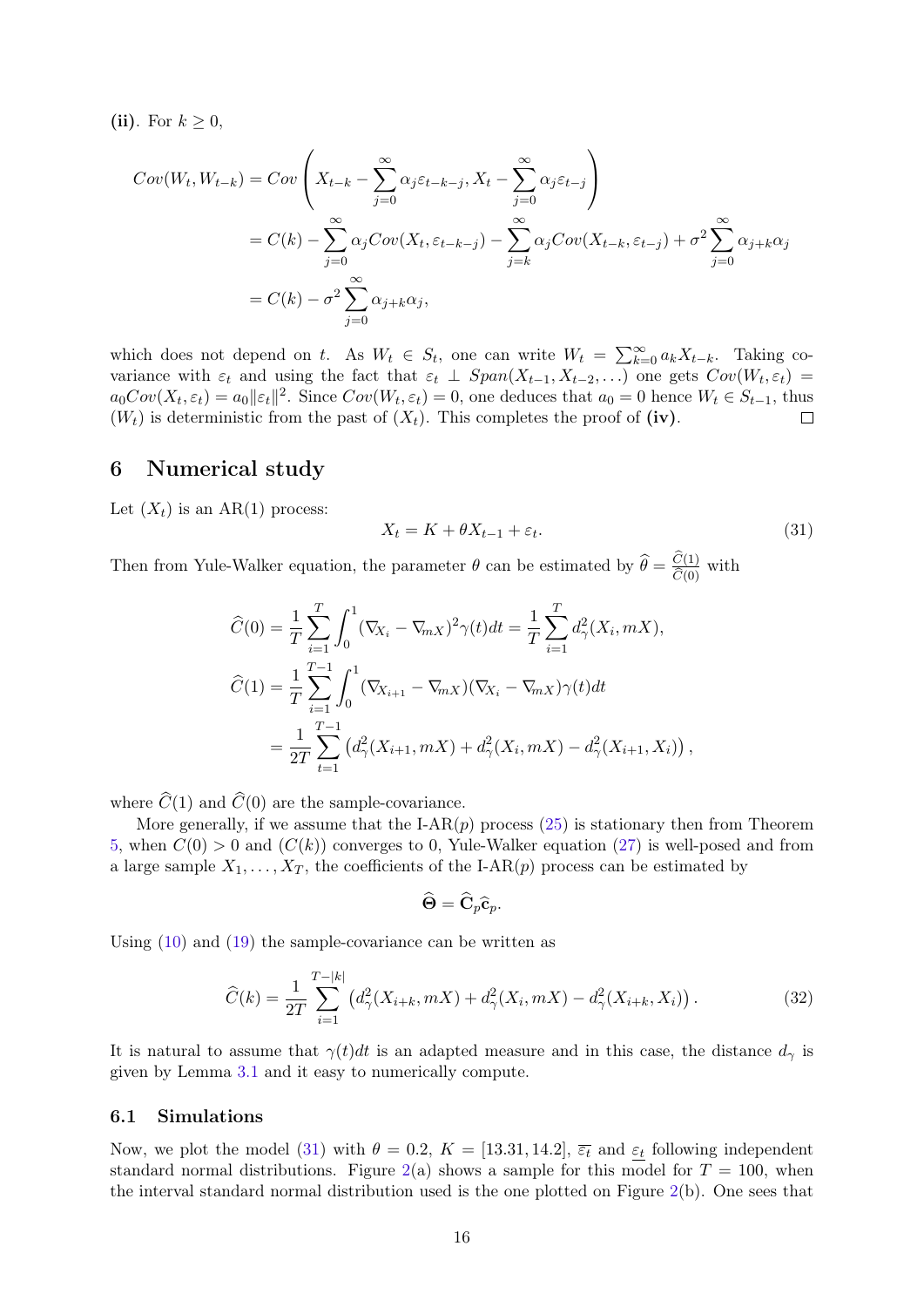**(ii)**. For $k \geq 0$,

$$
\begin{aligned}
Cov(W_t, W_{t-k}) &= Cov\left(X_{t-k} - \sum_{j=0}^{\infty} \alpha_j \varepsilon_{t-k-j}, X_t - \sum_{j=0}^{\infty} \alpha_j \varepsilon_{t-j}\right) \\
&= C(k) - \sum_{j=0}^{\infty} \alpha_j Cov(X_t, \varepsilon_{t-k-j}) - \sum_{j=k}^{\infty} \alpha_j Cov(X_{t-k}, \varepsilon_{t-j}) + \sigma^2 \sum_{j=0}^{\infty} \alpha_{j+k} \alpha_j \\
&= C(k) - \sigma^2 \sum_{j=0}^{\infty} \alpha_{j+k} \alpha_j,
\end{aligned}
$$

which does not depend on $t$. As $W_t \in S_t$, one can write $W_t = \sum_{k=0}^{\infty} a_k X_{t-k}$. Taking covariance with $\varepsilon_t$ and using the fact that $\varepsilon_t \perp Span(X_{t-1}, X_{t-2}, \ldots)$ one gets $Cov(W_t, \varepsilon_t) = a_0 Cov(X_t, \varepsilon_t) = a_0 \|\varepsilon_t\|^2$. Since $Cov(W_t, \varepsilon_t) = 0$, one deduces that $a_0 = 0$ hence $W_t \in S_{t-1}$, thus $(W_t)$ is deterministic from the past of $(X_t)$. This completes the proof of **(iv)**. □

# 6 Numerical study

Let $(X_t)$ is an AR(1) process:

$$
X_t = K + \theta X_{t-1} + \varepsilon_t. \tag{31}
$$

Then from Yule-Walker equation, the parameter $\theta$ can be estimated by $\widehat{\theta} = \frac{\widehat{C}(1)}{\widehat{C}(0)}$ with

$$
\begin{aligned}
\widehat{C}(0) &= \frac{1}{T} \sum_{i=1}^{T} \int_0^1 (\nabla_{X_i} - \nabla_{mX})^2 \gamma(t) dt = \frac{1}{T} \sum_{i=1}^{T} d_\gamma^2(X_i, mX), \\
\widehat{C}(1) &= \frac{1}{T} \sum_{i=1}^{T-1} \int_0^1 (\nabla_{X_{i+1}} - \nabla_{mX})(\nabla_{X_i} - \nabla_{mX}) \gamma(t) dt \\
&= \frac{1}{2T} \sum_{t=1}^{T-1} \left(d_\gamma^2(X_{i+1}, mX) + d_\gamma^2(X_i, mX) - d_\gamma^2(X_{i+1}, X_i)\right),
\end{aligned}
$$

where $\widehat{C}(1)$ and $\widehat{C}(0)$ are the sample-covariance.

More generally, if we assume that the I-AR($p$) process (25) is stationary then from Theorem 5, when $C(0) > 0$ and $(C(k))$ converges to 0, Yule-Walker equation (27) is well-posed and from a large sample $X_1, \ldots, X_T$, the coefficients of the I-AR($p$) process can be estimated by

$$
\widehat{\mathbf{\Theta}} = \widehat{\mathbf{C}}_p \widehat{\mathbf{c}}_p.
$$

Using (10) and (19) the sample-covariance can be written as

$$
\widehat{C}(k) = \frac{1}{2T} \sum_{i=1}^{T-|k|} \left(d_\gamma^2(X_{i+k}, mX) + d_\gamma^2(X_i, mX) - d_\gamma^2(X_{i+k}, X_i)\right). \tag{32}
$$

It is natural to assume that $\gamma(t)dt$ is an adapted measure and in this case, the distance $d_\gamma$ is given by Lemma 3.1 and it easy to numerically compute.

## 6.1 Simulations

Now, we plot the model (31) with $\theta = 0.2$, $K = [13.31, 14.2]$, $\overline{\varepsilon_t}$ and $\underline{\varepsilon_t}$ following independent standard normal distributions. Figure 2(a) shows a sample for this model for $T = 100$, when the interval standard normal distribution used is the one plotted on Figure 2(b). One sees that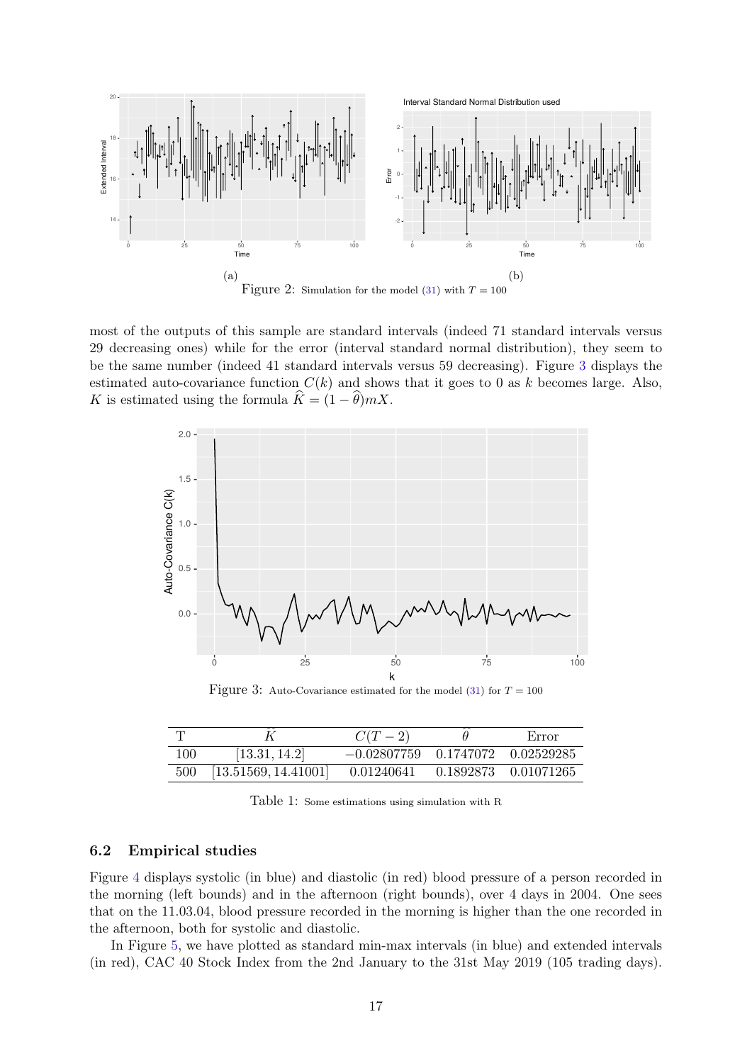(a) (b)

Figure 2: Simulation for the model (31) with $T = 100$

most of the outputs of this sample are standard intervals (indeed 71 standard intervals versus 29 decreasing ones) while for the error (interval standard normal distribution), they seem to be the same number (indeed 41 standard intervals versus 59 decreasing). Figure 3 displays the estimated auto-covariance function $C(k)$ and shows that it goes to 0 as $k$ becomes large. Also, $K$ is estimated using the formula $\widehat{K} = (1 - \widehat{\theta})mX$.

Figure 3: Auto-Covariance estimated for the model (31) for $T = 100$

| T | $\widehat{K}$ | $C(T-2)$ | $\widehat{\theta}$ | Error |
|---|---|---|---|---|
| 100 | $[13.31, 14.2]$ | $-0.02807759$ | 0.1747072 | 0.02529285 |
| 500 | $[13.51569, 14.41001]$ | 0.01240641 | 0.1892873 | 0.01071265 |

Table 1: Some estimations using simulation with R

### 6.2 Empirical studies

Figure 4 displays systolic (in blue) and diastolic (in red) blood pressure of a person recorded in the morning (left bounds) and in the afternoon (right bounds), over 4 days in 2004. One sees that on the 11.03.04, blood pressure recorded in the morning is higher than the one recorded in the afternoon, both for systolic and diastolic.

In Figure 5, we have plotted as standard min-max intervals (in blue) and extended intervals (in red), CAC 40 Stock Index from the 2nd January to the 31st May 2019 (105 trading days).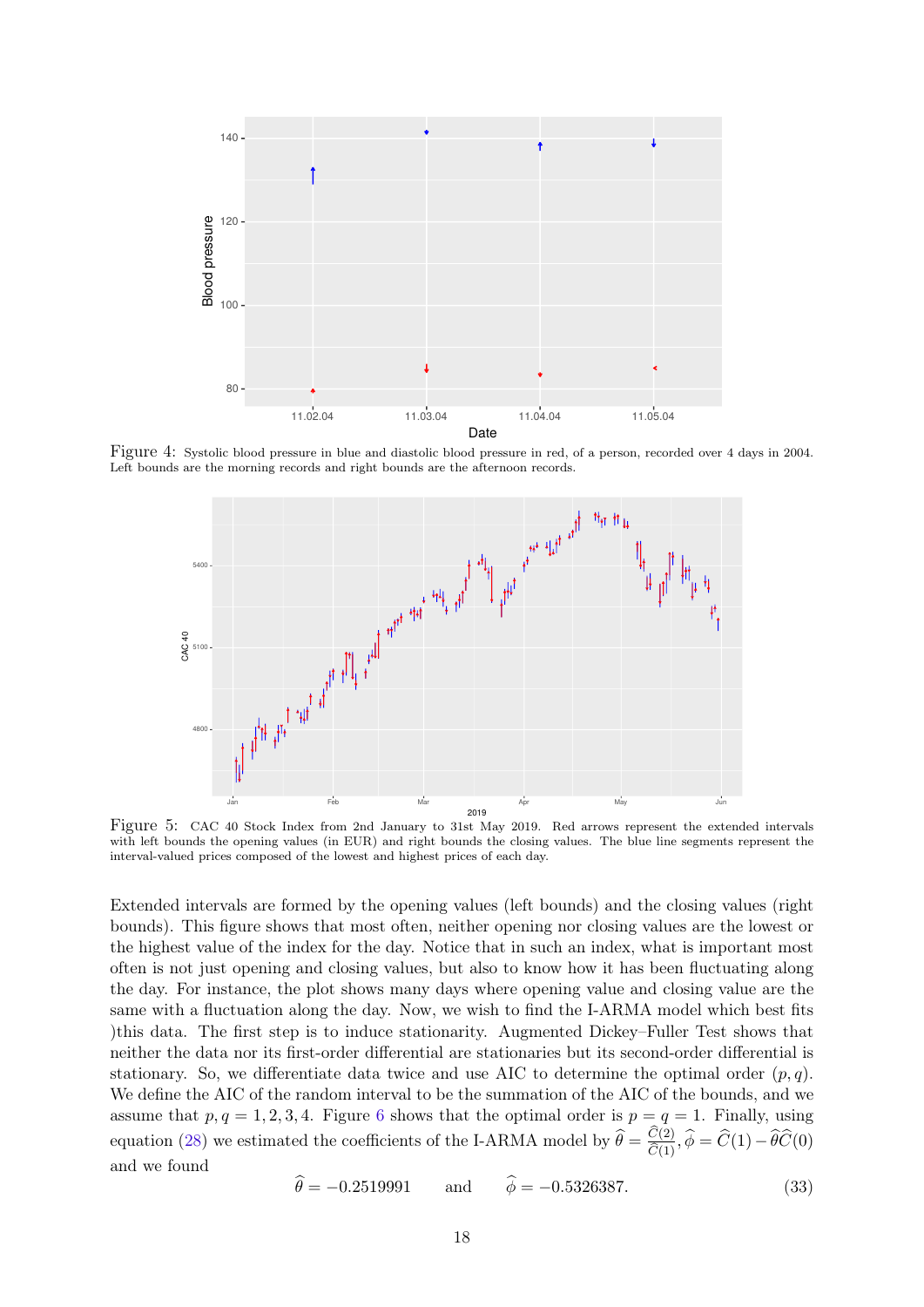Figure 4: Systolic blood pressure in blue and diastolic blood pressure in red, of a person, recorded over 4 days in 2004. Left bounds are the morning records and right bounds are the afternoon records.

Figure 5: CAC 40 Stock Index from 2nd January to 31st May 2019. Red arrows represent the extended intervals with left bounds the opening values (in EUR) and right bounds the closing values. The blue line segments represent the interval-valued prices composed of the lowest and highest prices of each day.

Extended intervals are formed by the opening values (left bounds) and the closing values (right bounds). This figure shows that most often, neither opening nor closing values are the lowest or the highest value of the index for the day. Notice that in such an index, what is important most often is not just opening and closing values, but also to know how it has been fluctuating along the day. For instance, the plot shows many days where opening value and closing value are the same with a fluctuation along the day. Now, we wish to find the I-ARMA model which best fits )this data. The first step is to induce stationarity. Augmented Dickey–Fuller Test shows that neither the data nor its first-order differential are stationaries but its second-order differential is stationary. So, we differentiate data twice and use AIC to determine the optimal order $(p, q)$. We define the AIC of the random interval to be the summation of the AIC of the bounds, and we assume that $p, q = 1, 2, 3, 4$. Figure 6 shows that the optimal order is $p = q = 1$. Finally, using equation (28) we estimated the coefficients of the I-ARMA model by $\widehat{\theta} = \frac{\widehat{C}(2)}{\widehat{C}(1)}, \widehat{\phi} = \widehat{C}(1) - \widehat{\theta}\widehat{C}(0)$ and we found

$$\widehat{\theta} = -0.2519991 \qquad \text{and} \qquad \widehat{\phi} = -0.5326387. \tag{33}$$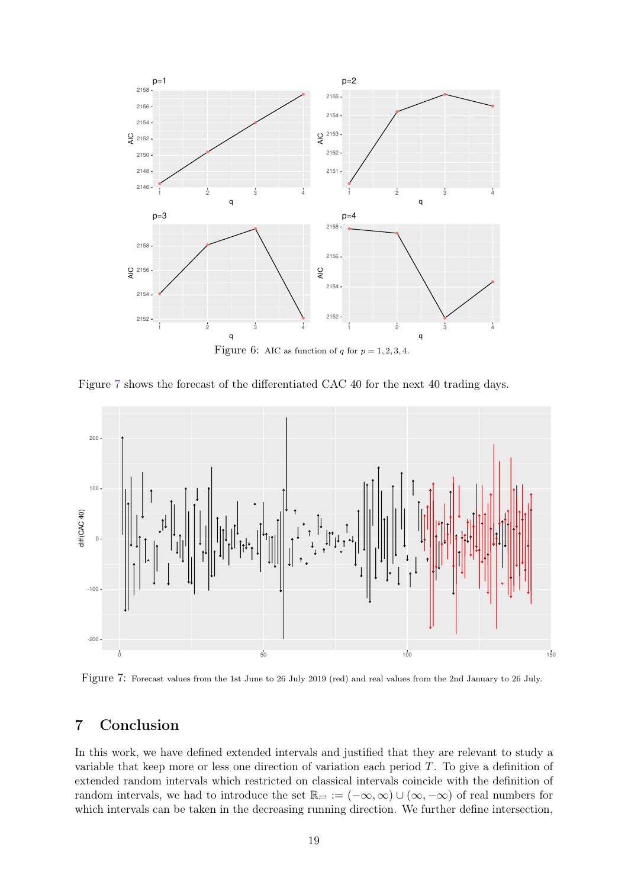Figure 6: AIC as function of $q$ for $p = 1, 2, 3, 4$.

Figure 7 shows the forecast of the differentiated CAC 40 for the next 40 trading days.

Figure 7: Forecast values from the 1st June to 26 July 2019 (red) and real values from the 2nd January to 26 July.

## 7 Conclusion

In this work, we have defined extended intervals and justified that they are relevant to study a variable that keep more or less one direction of variation each period $T$. To give a definition of extended random intervals which restricted on classical intervals coincide with the definition of random intervals, we had to introduce the set $\mathbb{R}_{\rightleftarrows} := (-\infty, \infty) \cup (\infty, -\infty)$ of real numbers for which intervals can be taken in the decreasing running direction. We further define intersection,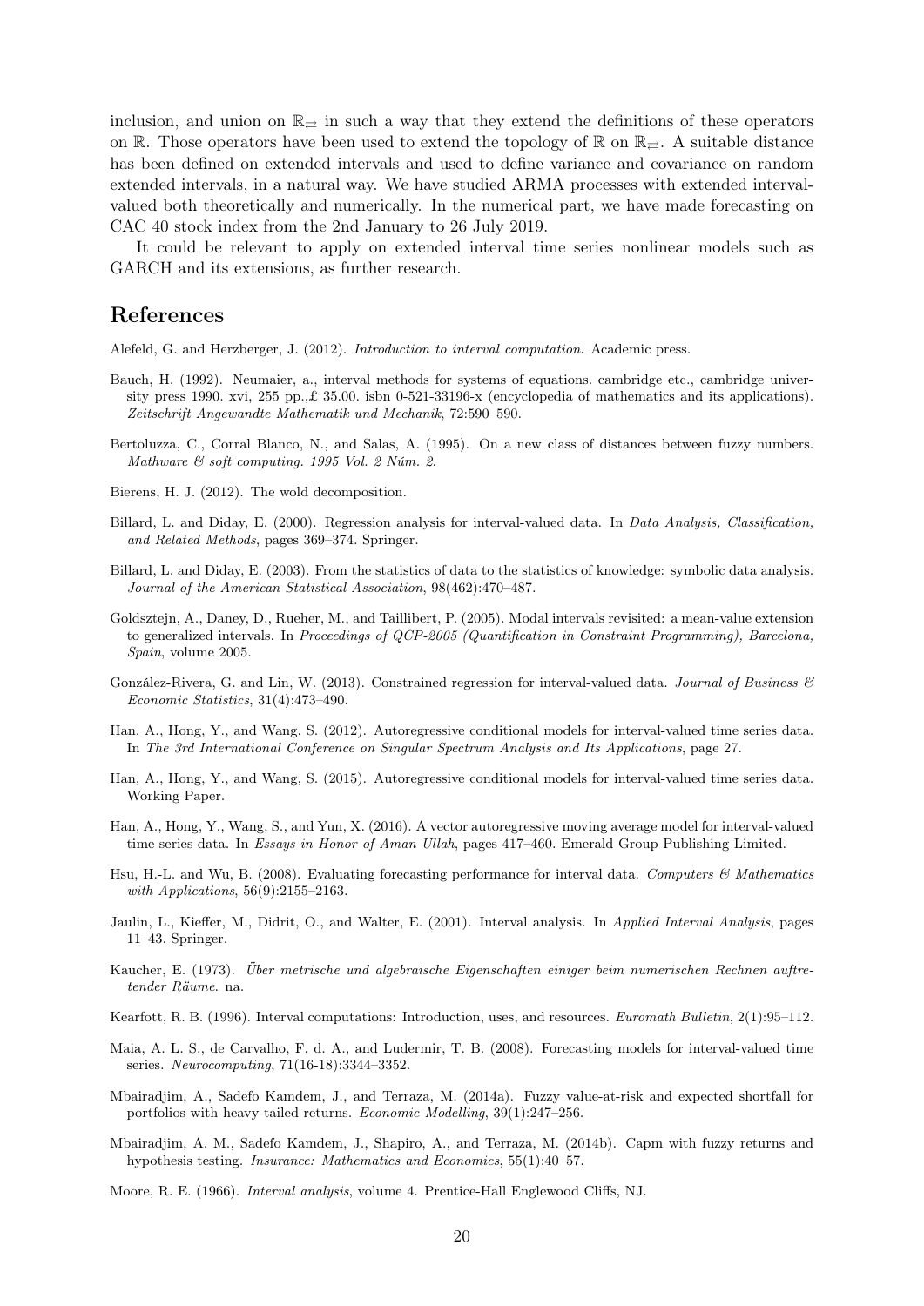inclusion, and union on $\mathbb{R}_{\rightleftarrows}$ in such a way that they extend the definitions of these operators on $\mathbb{R}$. Those operators have been used to extend the topology of $\mathbb{R}$ on $\mathbb{R}_{\rightleftarrows}$. A suitable distance has been defined on extended intervals and used to define variance and covariance on random extended intervals, in a natural way. We have studied ARMA processes with extended interval-valued both theoretically and numerically. In the numerical part, we have made forecasting on CAC 40 stock index from the 2nd January to 26 July 2019.

It could be relevant to apply on extended interval time series nonlinear models such as GARCH and its extensions, as further research.

## References

Alefeld, G. and Herzberger, J. (2012). *Introduction to interval computation*. Academic press.

Bauch, H. (1992). Neumaier, a., interval methods for systems of equations. cambridge etc., cambridge university press 1990. xvi, 255 pp.,£ 35.00. isbn 0-521-33196-x (encyclopedia of mathematics and its applications). *Zeitschrift Angewandte Mathematik und Mechanik*, 72:590–590.

Bertoluzza, C., Corral Blanco, N., and Salas, A. (1995). On a new class of distances between fuzzy numbers. *Mathware & soft computing. 1995 Vol. 2 Núm. 2*.

Bierens, H. J. (2012). The wold decomposition.

Billard, L. and Diday, E. (2000). Regression analysis for interval-valued data. In *Data Analysis, Classification, and Related Methods*, pages 369–374. Springer.

Billard, L. and Diday, E. (2003). From the statistics of data to the statistics of knowledge: symbolic data analysis. *Journal of the American Statistical Association*, 98(462):470–487.

Goldsztejn, A., Daney, D., Rueher, M., and Taillibert, P. (2005). Modal intervals revisited: a mean-value extension to generalized intervals. In *Proceedings of QCP-2005 (Quantification in Constraint Programming), Barcelona, Spain*, volume 2005.

González-Rivera, G. and Lin, W. (2013). Constrained regression for interval-valued data. *Journal of Business & Economic Statistics*, 31(4):473–490.

Han, A., Hong, Y., and Wang, S. (2012). Autoregressive conditional models for interval-valued time series data. In *The 3rd International Conference on Singular Spectrum Analysis and Its Applications*, page 27.

Han, A., Hong, Y., and Wang, S. (2015). Autoregressive conditional models for interval-valued time series data. Working Paper.

Han, A., Hong, Y., Wang, S., and Yun, X. (2016). A vector autoregressive moving average model for interval-valued time series data. In *Essays in Honor of Aman Ullah*, pages 417–460. Emerald Group Publishing Limited.

Hsu, H.-L. and Wu, B. (2008). Evaluating forecasting performance for interval data. *Computers & Mathematics with Applications*, 56(9):2155–2163.

Jaulin, L., Kieffer, M., Didrit, O., and Walter, E. (2001). Interval analysis. In *Applied Interval Analysis*, pages 11–43. Springer.

Kaucher, E. (1973). *Über metrische und algebraische Eigenschaften einiger beim numerischen Rechnen auftretender Räume*. na.

Kearfott, R. B. (1996). Interval computations: Introduction, uses, and resources. *Euromath Bulletin*, 2(1):95–112.

Maia, A. L. S., de Carvalho, F. d. A., and Ludermir, T. B. (2008). Forecasting models for interval-valued time series. *Neurocomputing*, 71(16-18):3344–3352.

Mbairadjim, A., Sadefo Kamdem, J., and Terraza, M. (2014a). Fuzzy value-at-risk and expected shortfall for portfolios with heavy-tailed returns. *Economic Modelling*, 39(1):247–256.

Mbairadjim, A. M., Sadefo Kamdem, J., Shapiro, A., and Terraza, M. (2014b). Capm with fuzzy returns and hypothesis testing. *Insurance: Mathematics and Economics*, 55(1):40–57.

Moore, R. E. (1966). *Interval analysis*, volume 4. Prentice-Hall Englewood Cliffs, NJ.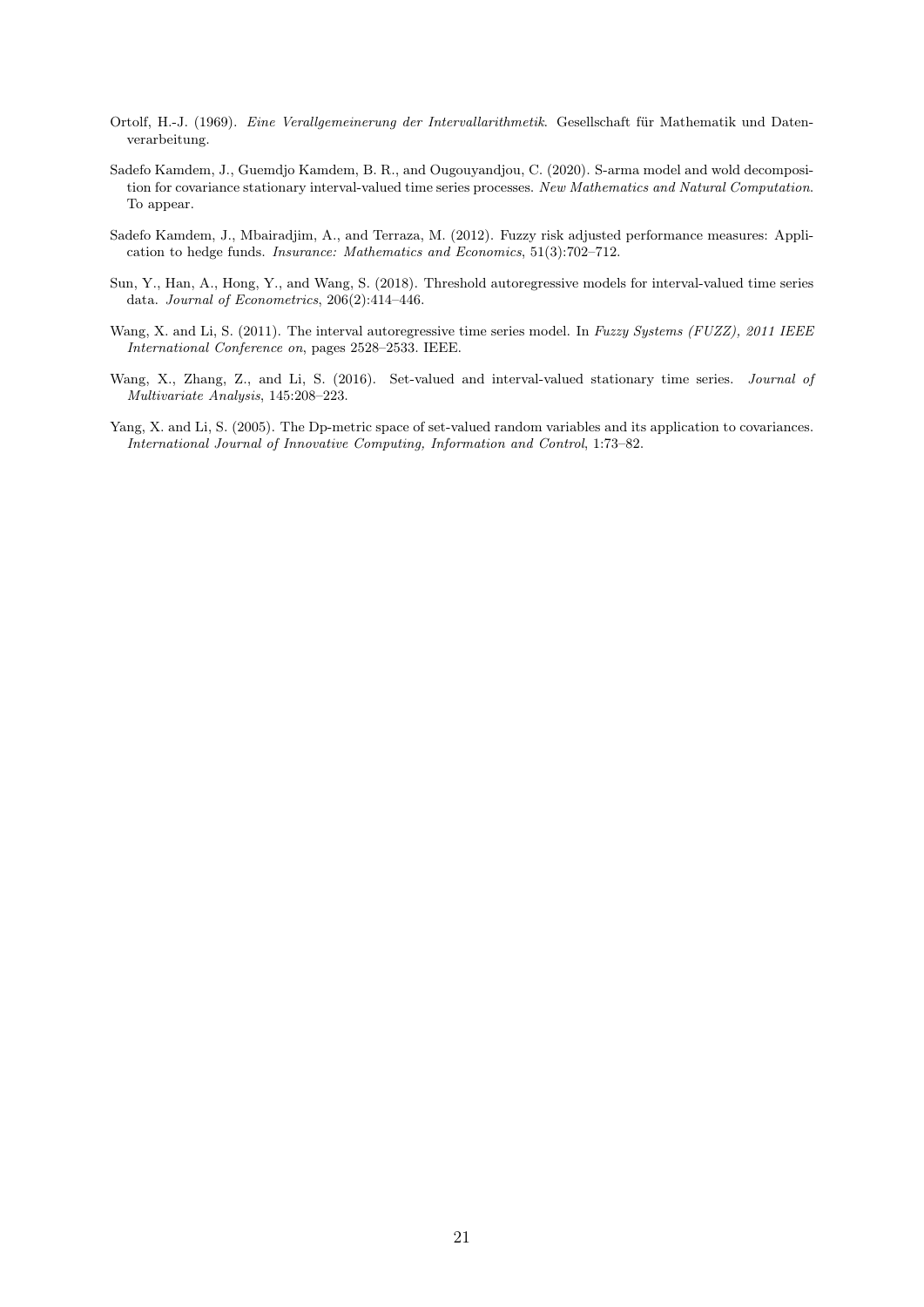Ortolf, H.-J. (1969). *Eine Verallgemeinerung der Intervallarithmetik*. Gesellschaft für Mathematik und Datenverarbeitung.

Sadefo Kamdem, J., Guemdjo Kamdem, B. R., and Ougouyandjou, C. (2020). S-arma model and wold decomposition for covariance stationary interval-valued time series processes. *New Mathematics and Natural Computation*. To appear.

Sadefo Kamdem, J., Mbairadjim, A., and Terraza, M. (2012). Fuzzy risk adjusted performance measures: Application to hedge funds. *Insurance: Mathematics and Economics*, 51(3):702–712.

Sun, Y., Han, A., Hong, Y., and Wang, S. (2018). Threshold autoregressive models for interval-valued time series data. *Journal of Econometrics*, 206(2):414–446.

Wang, X. and Li, S. (2011). The interval autoregressive time series model. In *Fuzzy Systems (FUZZ), 2011 IEEE International Conference on*, pages 2528–2533. IEEE.

Wang, X., Zhang, Z., and Li, S. (2016). Set-valued and interval-valued stationary time series. *Journal of Multivariate Analysis*, 145:208–223.

Yang, X. and Li, S. (2005). The Dp-metric space of set-valued random variables and its application to covariances. *International Journal of Innovative Computing, Information and Control*, 1:73–82.